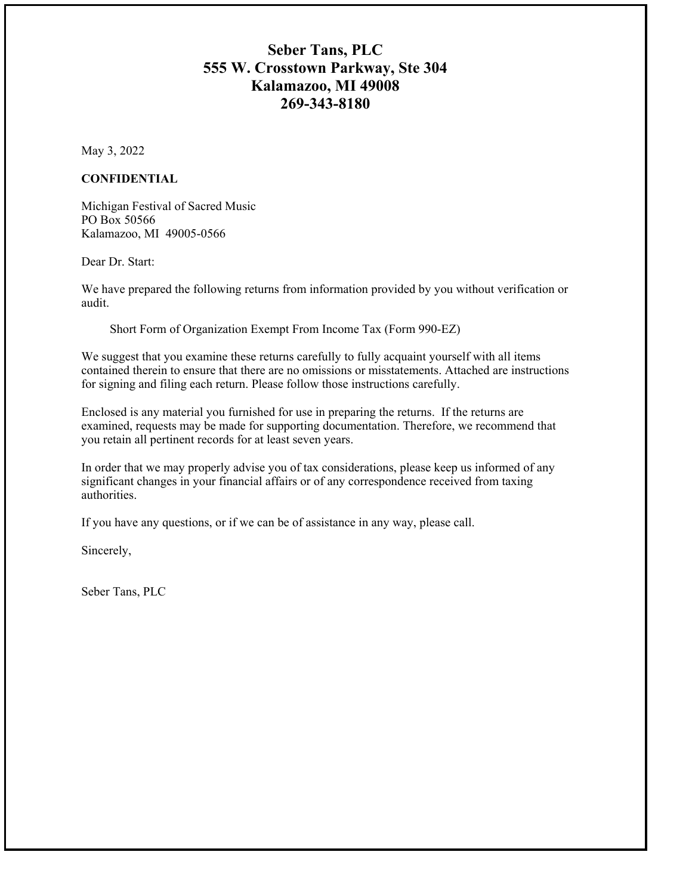# Seber Tans, PLC
# 555 W. Crosstown Parkway, Ste 304
# Kalamazoo, MI 49008
# 269-343-8180

May 3, 2022

**CONFIDENTIAL**

Michigan Festival of Sacred Music
PO Box 50566
Kalamazoo, MI 49005-0566

Dear Dr. Start:

We have prepared the following returns from information provided by you without verification or audit.

Short Form of Organization Exempt From Income Tax (Form 990-EZ)

We suggest that you examine these returns carefully to fully acquaint yourself with all items contained therein to ensure that there are no omissions or misstatements. Attached are instructions for signing and filing each return. Please follow those instructions carefully.

Enclosed is any material you furnished for use in preparing the returns. If the returns are examined, requests may be made for supporting documentation. Therefore, we recommend that you retain all pertinent records for at least seven years.

In order that we may properly advise you of tax considerations, please keep us informed of any significant changes in your financial affairs or of any correspondence received from taxing authorities.

If you have any questions, or if we can be of assistance in any way, please call.

Sincerely,

Seber Tans, PLC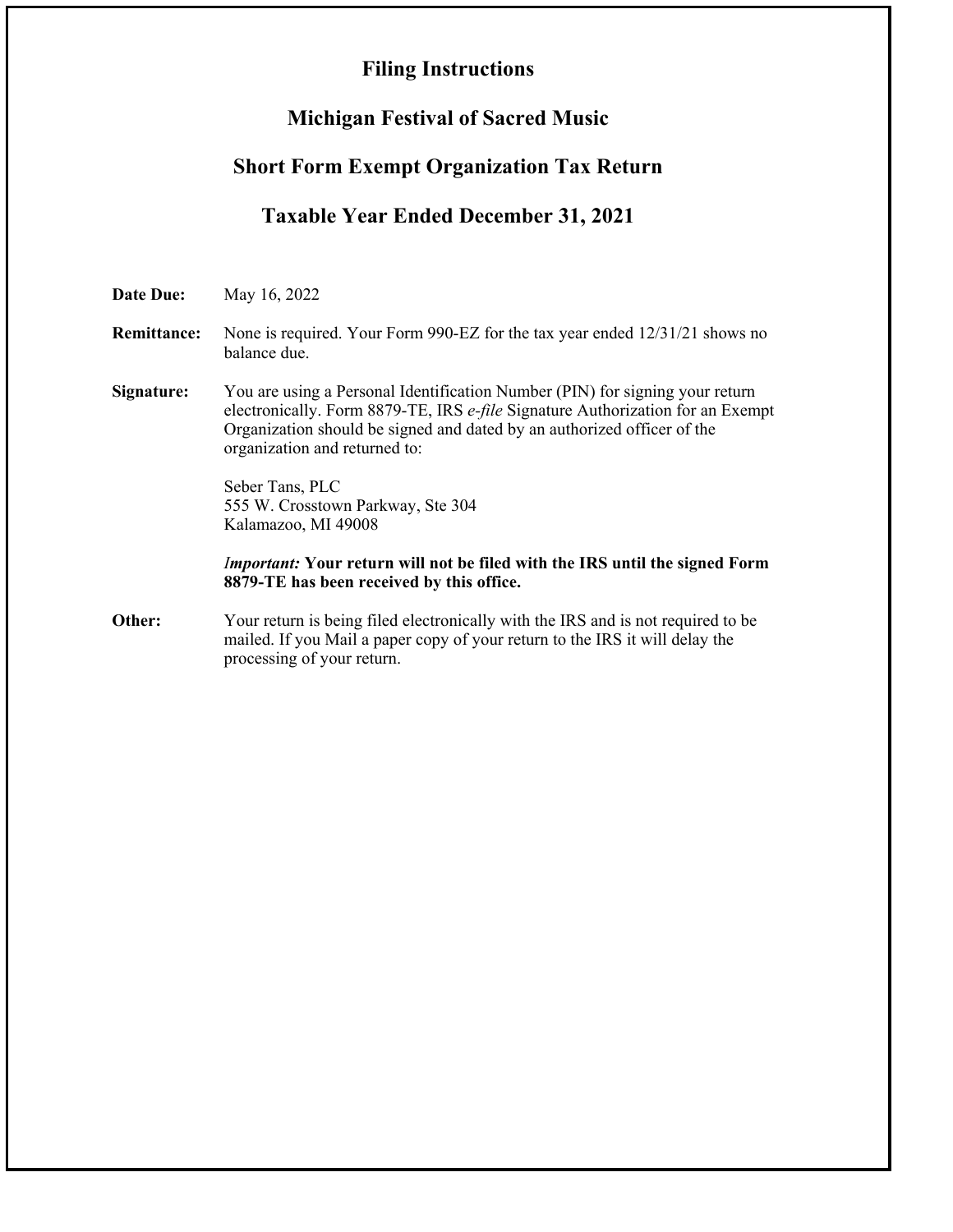# Filing Instructions

## Michigan Festival of Sacred Music

## Short Form Exempt Organization Tax Return

## Taxable Year Ended December 31, 2021

**Date Due:** May 16, 2022

**Remittance:** None is required. Your Form 990-EZ for the tax year ended 12/31/21 shows no balance due.

**Signature:** You are using a Personal Identification Number (PIN) for signing your return electronically. Form 8879-TE, IRS *e-file* Signature Authorization for an Exempt Organization should be signed and dated by an authorized officer of the organization and returned to:

Seber Tans, PLC
555 W. Crosstown Parkway, Ste 304
Kalamazoo, MI 49008

***Important:*** **Your return will not be filed with the IRS until the signed Form 8879-TE has been received by this office.**

**Other:** Your return is being filed electronically with the IRS and is not required to be mailed. If you Mail a paper copy of your return to the IRS it will delay the processing of your return.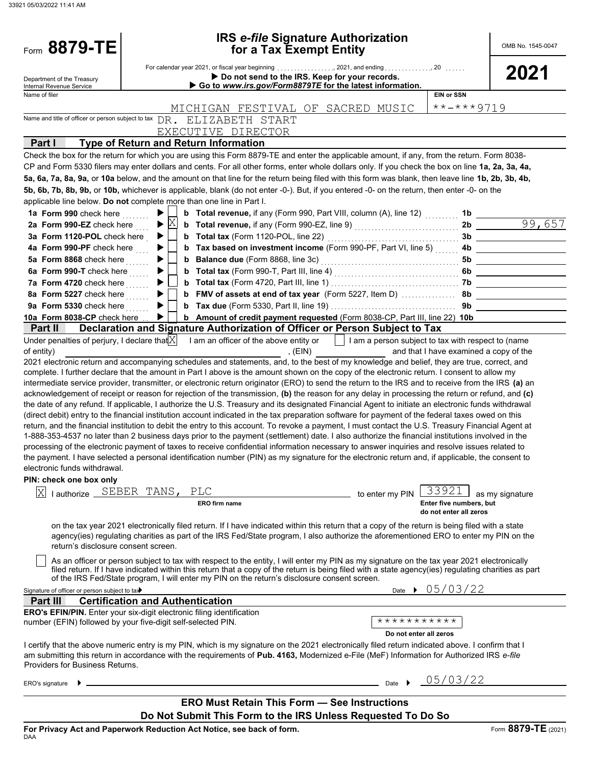Form **8879-TE**

Department of the Treasury
Internal Revenue Service

# IRS *e-file* Signature Authorization for a Tax Exempt Entity

OMB No. 1545-0047

**2021**

For calendar year 2021, or fiscal year beginning ................, 2021, and ending ............., 20 ......

▶ **Do not send to the IRS. Keep for your records.**

▶ **Go to *www.irs.gov/Form8879TE* for the latest information.**

Name of filer: MICHIGAN FESTIVAL OF SACRED MUSIC

EIN or SSN: **-***9719

Name and title of officer or person subject to tax: DR. ELIZABETH START, EXECUTIVE DIRECTOR

## Part I — Type of Return and Return Information

Check the box for the return for which you are using this Form 8879-TE and enter the applicable amount, if any, from the return. Form 8038-CP and Form 5330 filers may enter dollars and cents. For all other forms, enter whole dollars only. If you check the box on line **1a, 2a, 3a, 4a, 5a, 6a, 7a, 8a, 9a,** or **10a** below, and the amount on that line for the return being filed with this form was blank, then leave line **1b, 2b, 3b, 4b, 5b, 6b, 7b, 8b, 9b,** or **10b,** whichever is applicable, blank (do not enter -0-). But, if you entered -0- on the return, then enter -0- on the applicable line below. **Do not** complete more than one line in Part I.

| Line | Form | Check | | Description | Line | Amount |
|---|---|---|---|---|---|---|
| 1a | **Form 990** check here | ☐ | b | **Total revenue,** if any (Form 990, Part VIII, column (A), line 12) | 1b | |
| 2a | **Form 990-EZ** check here | ☒ | b | **Total revenue,** if any (Form 990-EZ, line 9) | 2b | 99,657 |
| 3a | **Form 1120-POL** check here | ☐ | b | **Total tax** (Form 1120-POL, line 22) | 3b | |
| 4a | **Form 990-PF** check here | ☐ | b | **Tax based on investment income** (Form 990-PF, Part VI, line 5) | 4b | |
| 5a | **Form 8868** check here | ☐ | b | **Balance due** (Form 8868, line 3c) | 5b | |
| 6a | **Form 990-T** check here | ☐ | b | **Total tax** (Form 990-T, Part III, line 4) | 6b | |
| 7a | **Form 4720** check here | ☐ | b | **Total tax** (Form 4720, Part III, line 1) | 7b | |
| 8a | **Form 5227** check here | ☐ | b | **FMV of assets at end of tax year** (Form 5227, Item D) | 8b | |
| 9a | **Form 5330** check here | ☐ | b | **Tax due** (Form 5330, Part II, line 19) | 9b | |
| 10a | **Form 8038-CP** check here | ☐ | b | **Amount of credit payment requested** (Form 8038-CP, Part III, line 22) | 10b | |

## Part II — Declaration and Signature Authorization of Officer or Person Subject to Tax

Under penalties of perjury, I declare that ☒ I am an officer of the above entity or ☐ I am a person subject to tax with respect to (name of entity) ______________, (EIN) ______________ and that I have examined a copy of the 2021 electronic return and accompanying schedules and statements, and, to the best of my knowledge and belief, they are true, correct, and complete. I further declare that the amount in Part I above is the amount shown on the copy of the electronic return. I consent to allow my intermediate service provider, transmitter, or electronic return originator (ERO) to send the return to the IRS and to receive from the IRS **(a)** an acknowledgement of receipt or reason for rejection of the transmission, **(b)** the reason for any delay in processing the return or refund, and **(c)** the date of any refund. If applicable, I authorize the U.S. Treasury and its designated Financial Agent to initiate an electronic funds withdrawal (direct debit) entry to the financial institution account indicated in the tax preparation software for payment of the federal taxes owed on this return, and the financial institution to debit the entry to this account. To revoke a payment, I must contact the U.S. Treasury Financial Agent at 1-888-353-4537 no later than 2 business days prior to the payment (settlement) date. I also authorize the financial institutions involved in the processing of the electronic payment of taxes to receive confidential information necessary to answer inquiries and resolve issues related to the payment. I have selected a personal identification number (PIN) as my signature for the electronic return and, if applicable, the consent to electronic funds withdrawal.

**PIN: check one box only**

☒ I authorize SEBER TANS, PLC (**ERO firm name**) to enter my PIN 33921 (**Enter five numbers, but do not enter all zeros**) as my signature on the tax year 2021 electronically filed return. If I have indicated within this return that a copy of the return is being filed with a state agency(ies) regulating charities as part of the IRS Fed/State program, I also authorize the aforementioned ERO to enter my PIN on the return's disclosure consent screen.

☐ As an officer or person subject to tax with respect to the entity, I will enter my PIN as my signature on the tax year 2021 electronically filed return. If I have indicated within this return that a copy of the return is being filed with a state agency(ies) regulating charities as part of the IRS Fed/State program, I will enter my PIN on the return's disclosure consent screen.

Signature of officer or person subject to tax ▶ ______________ Date ▶ 05/03/22

## Part III — Certification and Authentication

**ERO's EFIN/PIN.** Enter your six-digit electronic filing identification number (EFIN) followed by your five-digit self-selected PIN. ***********

**Do not enter all zeros**

I certify that the above numeric entry is my PIN, which is my signature on the 2021 electronically filed return indicated above. I confirm that I am submitting this return in accordance with the requirements of **Pub. 4163,** Modernized e-File (MeF) Information for Authorized IRS *e-file* Providers for Business Returns.

ERO's signature ▶ ______________ Date ▶ 05/03/22

**ERO Must Retain This Form — See Instructions**

**Do Not Submit This Form to the IRS Unless Requested To Do So**

**For Privacy Act and Paperwork Reduction Act Notice, see back of form.**

DAA

Form **8879-TE** (2021)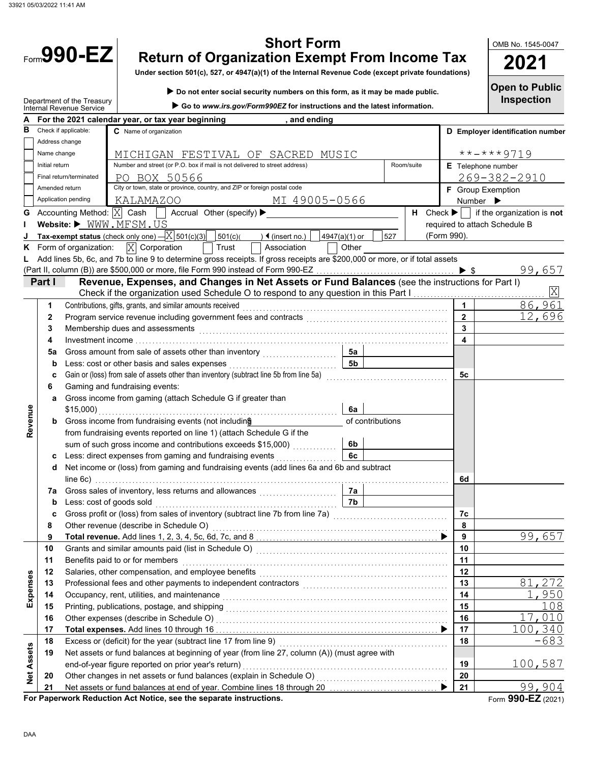Form **990-EZ**

# Short Form
# Return of Organization Exempt From Income Tax

**Under section 501(c), 527, or 4947(a)(1) of the Internal Revenue Code (except private foundations)**

▶ **Do not enter social security numbers on this form, as it may be made public.**

▶ **Go to *www.irs.gov/Form990EZ* for instructions and the latest information.**

Department of the Treasury
Internal Revenue Service

OMB No. 1545-0047

**2021**

**Open to Public Inspection**

**A** For the 2021 calendar year, or tax year beginning , and ending

**B** Check if applicable:
- [ ] Address change
- [ ] Name change
- [ ] Initial return
- [ ] Final return/terminated
- [ ] Amended return
- [ ] Application pending

**C** Name of organization: MICHIGAN FESTIVAL OF SACRED MUSIC

Number and street (or P.O. box if mail is not delivered to street address): PO BOX 50566 Room/suite:

City or town, state or province, country, and ZIP or foreign postal code: KALAMAZOO MI 49005-0566

**D Employer identification number:** \*\*-\*\*\*9719

**E** Telephone number: 269-382-2910

**F** Group Exemption Number ▶

**G** Accounting Method: [X] Cash [ ] Accrual Other (specify) ▶

**H** Check ▶ [ ] if the organization is **not** required to attach Schedule B (Form 990).

**I** Website: ▶ WWW.MFSM.US

**J** Tax-exempt status (check only one) — [X] 501(c)(3) [ ] 501(c)( ) ◀ (insert no.) [ ] 4947(a)(1) or [ ] 527

**K** Form of organization: [X] Corporation [ ] Trust [ ] Association [ ] Other

**L** Add lines 5b, 6c, and 7b to line 9 to determine gross receipts. If gross receipts are $200,000 or more, or if total assets (Part II, column (B)) are $500,000 or more, file Form 990 instead of Form 990-EZ ▶ $ 99,657

## Part I Revenue, Expenses, and Changes in Net Assets or Fund Balances (see the instructions for Part I)

Check if the organization used Schedule O to respond to any question in this Part I [X]

| Section | Line | Description | Sub-line | Sub-amount | Line | Amount |
|---|---|---|---|---|---|---|
| Revenue | 1 | Contributions, gifts, grants, and similar amounts received | | | 1 | 86,961 |
| | 2 | Program service revenue including government fees and contracts | | | 2 | 12,696 |
| | 3 | Membership dues and assessments | | | 3 | |
| | 4 | Investment income | | | 4 | |
| | 5a | Gross amount from sale of assets other than inventory | 5a | | | |
| | b | Less: cost or other basis and sales expenses | 5b | | | |
| | c | Gain or (loss) from sale of assets other than inventory (subtract line 5b from line 5a) | | | 5c | |
| | 6 | Gaming and fundraising events: | | | | |
| | a | Gross income from gaming (attach Schedule G if greater than $15,000) | 6a | | | |
| | b | Gross income from fundraising events (not including $ of contributions from fundraising events reported on line 1) (attach Schedule G if the sum of such gross income and contributions exceeds $15,000) | 6b | | | |
| | c | Less: direct expenses from gaming and fundraising events | 6c | | | |
| | d | Net income or (loss) from gaming and fundraising events (add lines 6a and 6b and subtract line 6c) | | | 6d | |
| | 7a | Gross sales of inventory, less returns and allowances | 7a | | | |
| | b | Less: cost of goods sold | 7b | | | |
| | c | Gross profit or (loss) from sales of inventory (subtract line 7b from line 7a) | | | 7c | |
| | 8 | Other revenue (describe in Schedule O) | | | 8 | |
| | 9 | **Total revenue.** Add lines 1, 2, 3, 4, 5c, 6d, 7c, and 8 ▶ | | | 9 | 99,657 |
| Expenses | 10 | Grants and similar amounts paid (list in Schedule O) | | | 10 | |
| | 11 | Benefits paid to or for members | | | 11 | |
| | 12 | Salaries, other compensation, and employee benefits | | | 12 | |
| | 13 | Professional fees and other payments to independent contractors | | | 13 | 81,272 |
| | 14 | Occupancy, rent, utilities, and maintenance | | | 14 | 1,950 |
| | 15 | Printing, publications, postage, and shipping | | | 15 | 108 |
| | 16 | Other expenses (describe in Schedule O) | | | 16 | 17,010 |
| | 17 | **Total expenses.** Add lines 10 through 16 ▶ | | | 17 | 100,340 |
| Net Assets | 18 | Excess or (deficit) for the year (subtract line 17 from line 9) | | | 18 | -683 |
| | 19 | Net assets or fund balances at beginning of year (from line 27, column (A)) (must agree with end-of-year figure reported on prior year's return) | | | 19 | 100,587 |
| | 20 | Other changes in net assets or fund balances (explain in Schedule O) | | | 20 | |
| | 21 | Net assets or fund balances at end of year. Combine lines 18 through 20 ▶ | | | 21 | 99,904 |

**For Paperwork Reduction Act Notice, see the separate instructions.**

Form **990-EZ** (2021)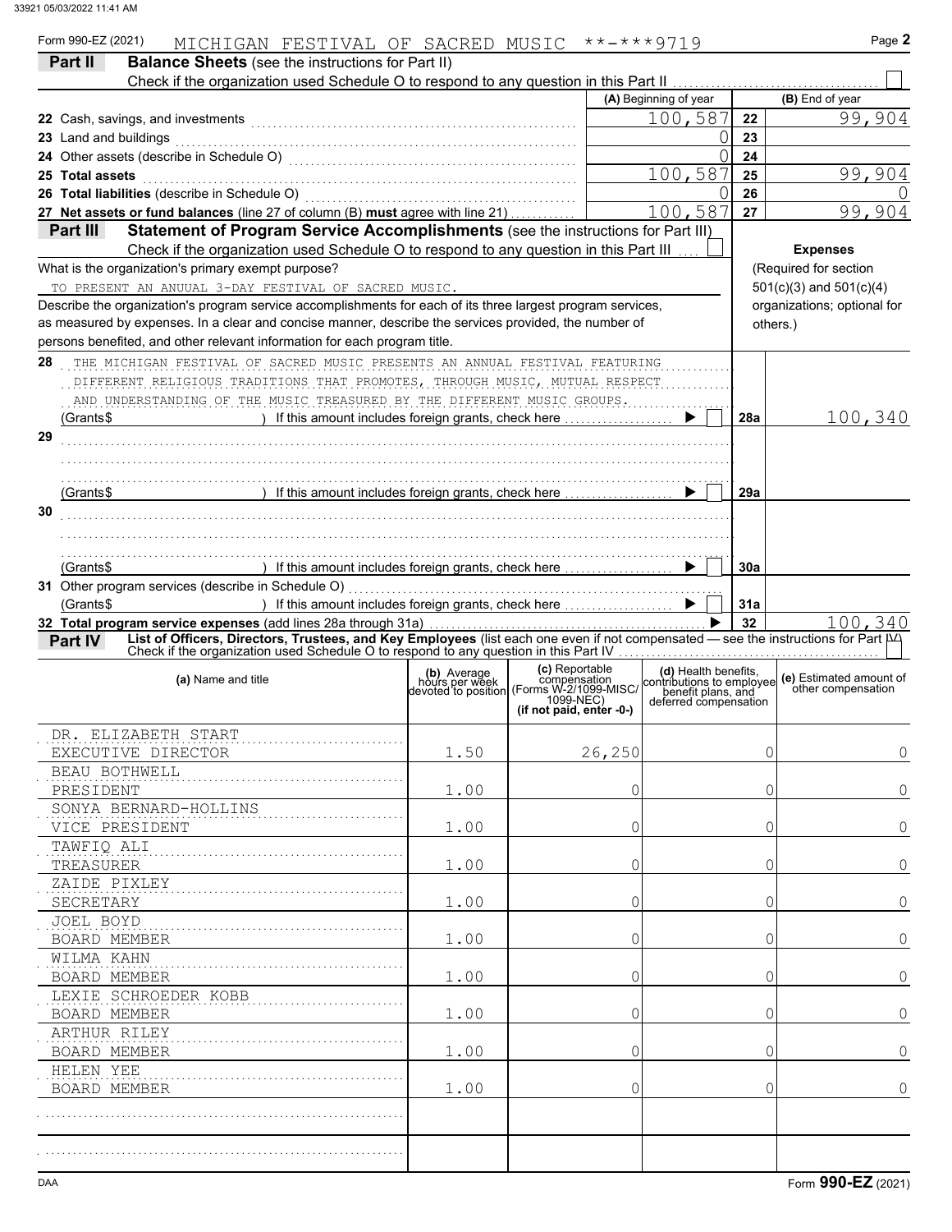Form 990-EZ (2021) MICHIGAN FESTIVAL OF SACRED MUSIC **-***9719 Page 2

## Part II Balance Sheets (see the instructions for Part II)

Check if the organization used Schedule O to respond to any question in this Part II ☐

| | (A) Beginning of year | | (B) End of year |
|---|---|---|---|
| 22 Cash, savings, and investments | 100,587 | 22 | 99,904 |
| 23 Land and buildings | 0 | 23 | |
| 24 Other assets (describe in Schedule O) | 0 | 24 | |
| 25 Total assets | 100,587 | 25 | 99,904 |
| 26 Total liabilities (describe in Schedule O) | 0 | 26 | 0 |
| 27 Net assets or fund balances (line 27 of column (B) must agree with line 21) | 100,587 | 27 | 99,904 |

## Part III Statement of Program Service Accomplishments (see the instructions for Part III)

Check if the organization used Schedule O to respond to any question in this Part III ☐

What is the organization's primary exempt purpose?

TO PRESENT AN ANUUAL 3-DAY FESTIVAL OF SACRED MUSIC.

Describe the organization's program service accomplishments for each of its three largest program services, as measured by expenses. In a clear and concise manner, describe the services provided, the number of persons benefited, and other relevant information for each program title.

**Expenses** (Required for section 501(c)(3) and 501(c)(4) organizations; optional for others.)

| | | | Expenses |
|---|---|---|---|
| 28 | THE MICHIGAN FESTIVAL OF SACRED MUSIC PRESENTS AN ANNUAL FESTIVAL FEATURING DIFFERENT RELIGIOUS TRADITIONS THAT PROMOTES, THROUGH MUSIC, MUTUAL RESPECT AND UNDERSTANDING OF THE MUSIC TREASURED BY THE DIFFERENT MUSIC GROUPS. (Grants$ ) If this amount includes foreign grants, check here ☐ | 28a | 100,340 |
| 29 | (Grants$ ) If this amount includes foreign grants, check here ☐ | 29a | |
| 30 | (Grants$ ) If this amount includes foreign grants, check here ☐ | 30a | |
| 31 | Other program services (describe in Schedule O) (Grants$ ) If this amount includes foreign grants, check here ☐ | 31a | |
| 32 | Total program service expenses (add lines 28a through 31a) | 32 | 100,340 |

## Part IV List of Officers, Directors, Trustees, and Key Employees (list each one even if not compensated — see the instructions for Part IV)

Check if the organization used Schedule O to respond to any question in this Part IV ☐

| (a) Name and title | (b) Average hours per week devoted to position | (c) Reportable compensation (Forms W-2/1099-MISC/1099-NEC) (if not paid, enter -0-) | (d) Health benefits, contributions to employee benefit plans, and deferred compensation | (e) Estimated amount of other compensation |
|---|---|---|---|---|
| DR. ELIZABETH START<br>EXECUTIVE DIRECTOR | 1.50 | 26,250 | 0 | 0 |
| BEAU BOTHWELL<br>PRESIDENT | 1.00 | 0 | 0 | 0 |
| SONYA BERNARD-HOLLINS<br>VICE PRESIDENT | 1.00 | 0 | 0 | 0 |
| TAWFIQ ALI<br>TREASURER | 1.00 | 0 | 0 | 0 |
| ZAIDE PIXLEY<br>SECRETARY | 1.00 | 0 | 0 | 0 |
| JOEL BOYD<br>BOARD MEMBER | 1.00 | 0 | 0 | 0 |
| WILMA KAHN<br>BOARD MEMBER | 1.00 | 0 | 0 | 0 |
| LEXIE SCHROEDER KOBB<br>BOARD MEMBER | 1.00 | 0 | 0 | 0 |
| ARTHUR RILEY<br>BOARD MEMBER | 1.00 | 0 | 0 | 0 |
| HELEN YEE<br>BOARD MEMBER | 1.00 | 0 | 0 | 0 |
| | | | | |
| | | | | |

Form 990-EZ (2021)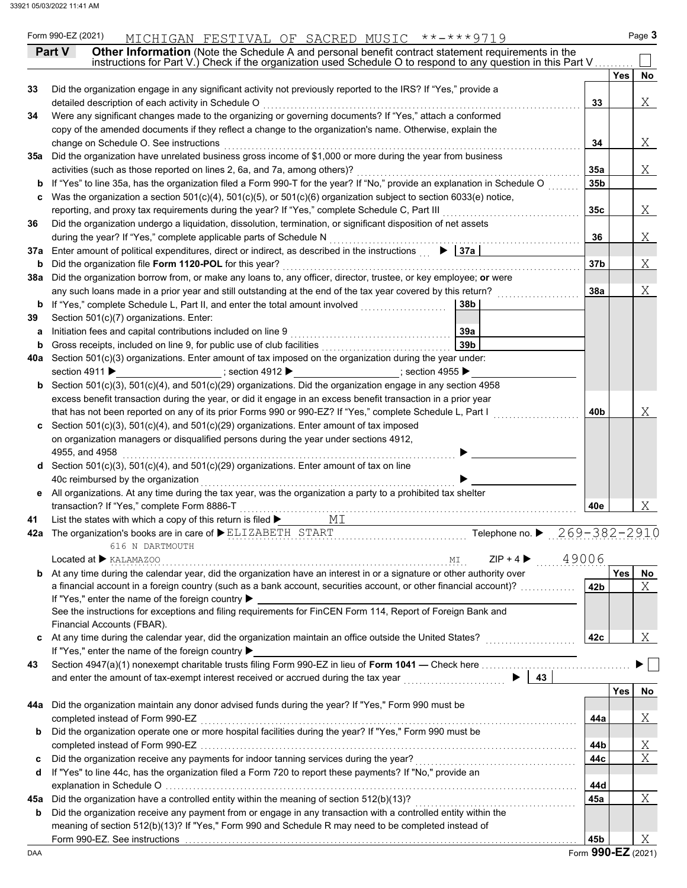Form 990-EZ (2021) MICHIGAN FESTIVAL OF SACRED MUSIC \*\*-\*\*\*9719 Page 3

## Part V Other Information

(Note the Schedule A and personal benefit contract statement requirements in the instructions for Part V.) Check if the organization used Schedule O to respond to any question in this Part V ☐

| | | | Yes | No |
|---|---|---|---|---|
| 33 | Did the organization engage in any significant activity not previously reported to the IRS? If "Yes," provide a detailed description of each activity in Schedule O | 33 | | X |
| 34 | Were any significant changes made to the organizing or governing documents? If "Yes," attach a conformed copy of the amended documents if they reflect a change to the organization's name. Otherwise, explain the change on Schedule O. See instructions | 34 | | X |
| 35a | Did the organization have unrelated business gross income of $1,000 or more during the year from business activities (such as those reported on lines 2, 6a, and 7a, among others)? | 35a | | X |
| b | If "Yes" to line 35a, has the organization filed a Form 990-T for the year? If "No," provide an explanation in Schedule O | 35b | | |
| c | Was the organization a section 501(c)(4), 501(c)(5), or 501(c)(6) organization subject to section 6033(e) notice, reporting, and proxy tax requirements during the year? If "Yes," complete Schedule C, Part III | 35c | | X |
| 36 | Did the organization undergo a liquidation, dissolution, termination, or significant disposition of net assets during the year? If "Yes," complete applicable parts of Schedule N | 36 | | X |
| 37a | Enter amount of political expenditures, direct or indirect, as described in the instructions ▶ 37a | | | |
| b | Did the organization file **Form 1120-POL** for this year? | 37b | | X |
| 38a | Did the organization borrow from, or make any loans to, any officer, director, trustee, or key employee; **or** were any such loans made in a prior year and still outstanding at the end of the tax year covered by this return? | 38a | | X |
| b | If "Yes," complete Schedule L, Part II, and enter the total amount involved 38b | | | |
| 39 | Section 501(c)(7) organizations. Enter: | | | |
| a | Initiation fees and capital contributions included on line 9 39a | | | |
| b | Gross receipts, included on line 9, for public use of club facilities 39b | | | |
| 40a | Section 501(c)(3) organizations. Enter amount of tax imposed on the organization during the year under: section 4911 ▶ ; section 4912 ▶ ; section 4955 ▶ | | | |
| b | Section 501(c)(3), 501(c)(4), and 501(c)(29) organizations. Did the organization engage in any section 4958 excess benefit transaction during the year, or did it engage in an excess benefit transaction in a prior year that has not been reported on any of its prior Forms 990 or 990-EZ? If "Yes," complete Schedule L, Part I | 40b | | X |
| c | Section 501(c)(3), 501(c)(4), and 501(c)(29) organizations. Enter amount of tax imposed on organization managers or disqualified persons during the year under sections 4912, 4955, and 4958 ▶ | | | |
| d | Section 501(c)(3), 501(c)(4), and 501(c)(29) organizations. Enter amount of tax on line 40c reimbursed by the organization ▶ | | | |
| e | All organizations. At any time during the tax year, was the organization a party to a prohibited tax shelter transaction? If "Yes," complete Form 8886-T | 40e | | X |

41 List the states with which a copy of this return is filed ▶ MI

42a The organization's books are in care of ▶ ELIZABETH START Telephone no. ▶ 269-382-2910

616 N DARTMOUTH

Located at ▶ KALAMAZOO MI ZIP + 4 ▶ 49006

| | | | Yes | No |
|---|---|---|---|---|
| b | At any time during the calendar year, did the organization have an interest in or a signature or other authority over a financial account in a foreign country (such as a bank account, securities account, or other financial account)? If "Yes," enter the name of the foreign country ▶ See the instructions for exceptions and filing requirements for FinCEN Form 114, Report of Foreign Bank and Financial Accounts (FBAR). | 42b | | X |
| c | At any time during the calendar year, did the organization maintain an office outside the United States? If "Yes," enter the name of the foreign country ▶ | 42c | | X |

43 Section 4947(a)(1) nonexempt charitable trusts filing Form 990-EZ in lieu of **Form 1041** — Check here ▶ ☐ and enter the amount of tax-exempt interest received or accrued during the tax year ▶ 43

| | | | Yes | No |
|---|---|---|---|---|
| 44a | Did the organization maintain any donor advised funds during the year? If "Yes," Form 990 must be completed instead of Form 990-EZ | 44a | | X |
| b | Did the organization operate one or more hospital facilities during the year? If "Yes," Form 990 must be completed instead of Form 990-EZ | 44b | | X |
| c | Did the organization receive any payments for indoor tanning services during the year? | 44c | | X |
| d | If "Yes" to line 44c, has the organization filed a Form 720 to report these payments? If "No," provide an explanation in Schedule O | 44d | | |
| 45a | Did the organization have a controlled entity within the meaning of section 512(b)(13)? | 45a | | X |
| b | Did the organization receive any payment from or engage in any transaction with a controlled entity within the meaning of section 512(b)(13)? If "Yes," Form 990 and Schedule R may need to be completed instead of Form 990-EZ. See instructions | 45b | | X |

Form **990-EZ** (2021)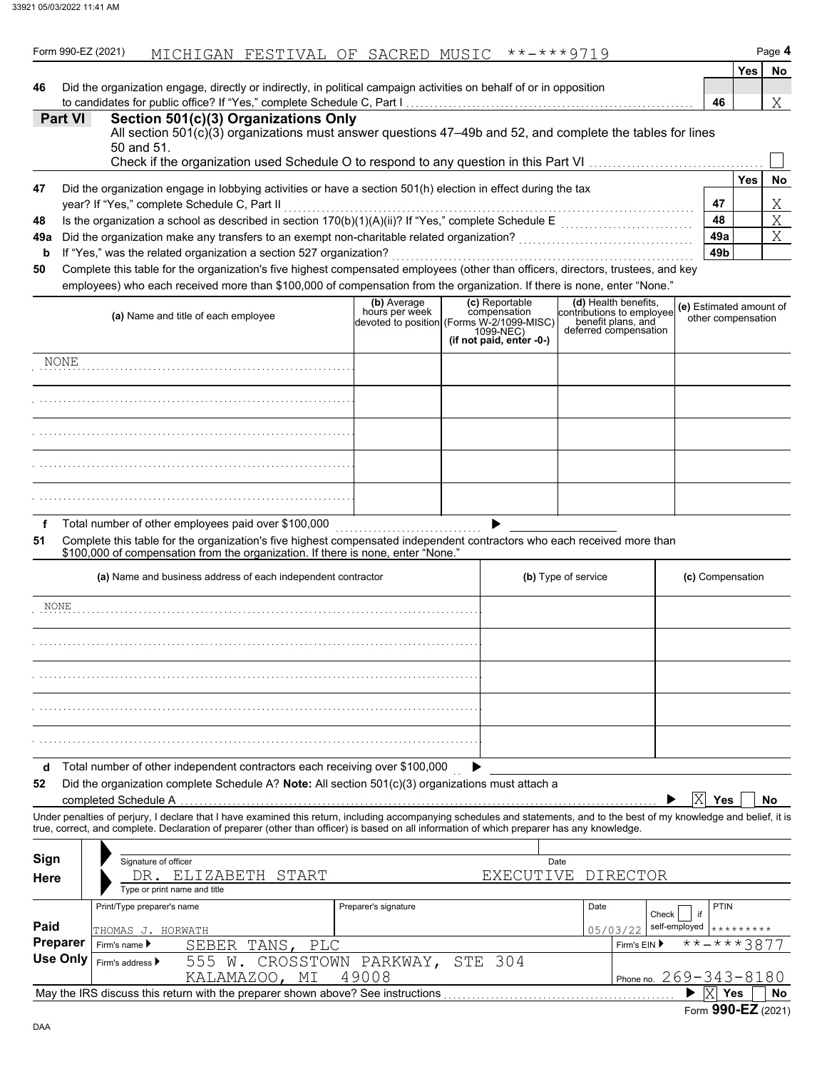Form 990-EZ (2021) MICHIGAN FESTIVAL OF SACRED MUSIC **-***9719

| | | | Yes | No |
|---|---|---|---|---|
| **46** | Did the organization engage, directly or indirectly, in political campaign activities on behalf of or in opposition to candidates for public office? If "Yes," complete Schedule C, Part I | 46 | | X |

## Part VI Section 501(c)(3) Organizations Only

All section 501(c)(3) organizations must answer questions 47–49b and 52, and complete the tables for lines 50 and 51.

Check if the organization used Schedule O to respond to any question in this Part VI ☐

| | | | Yes | No |
|---|---|---|---|---|
| **47** | Did the organization engage in lobbying activities or have a section 501(h) election in effect during the tax year? If "Yes," complete Schedule C, Part II | 47 | | X |
| **48** | Is the organization a school as described in section 170(b)(1)(A)(ii)? If "Yes," complete Schedule E | 48 | | X |
| **49a** | Did the organization make any transfers to an exempt non-charitable related organization? | 49a | | X |
| **b** | If "Yes," was the related organization a section 527 organization? | 49b | | |

**50** Complete this table for the organization's five highest compensated employees (other than officers, directors, trustees, and key employees) who each received more than $100,000 of compensation from the organization. If there is none, enter "None."

| (a) Name and title of each employee | (b) Average hours per week devoted to position | (c) Reportable compensation (Forms W-2/1099-MISC/ 1099-NEC) (if not paid, enter -0-) | (d) Health benefits, contributions to employee benefit plans, and deferred compensation | (e) Estimated amount of other compensation |
|---|---|---|---|---|
| NONE | | | | |
| | | | | |
| | | | | |
| | | | | |
| | | | | |

**f** Total number of other employees paid over $100,000 ▶

**51** Complete this table for the organization's five highest compensated independent contractors who each received more than $100,000 of compensation from the organization. If there is none, enter "None."

| (a) Name and business address of each independent contractor | (b) Type of service | (c) Compensation |
|---|---|---|
| NONE | | |
| | | |
| | | |
| | | |
| | | |

**d** Total number of other independent contractors each receiving over $100,000 ▶

**52** Did the organization complete Schedule A? **Note:** All section 501(c)(3) organizations must attach a completed Schedule A ▶ ☒ Yes ☐ No

Under penalties of perjury, I declare that I have examined this return, including accompanying schedules and statements, and to the best of my knowledge and belief, it is true, correct, and complete. Declaration of preparer (other than officer) is based on all information of which preparer has any knowledge.

**Sign Here**

Signature of officer — Date

DR. ELIZABETH START — EXECUTIVE DIRECTOR

Type or print name and title

**Paid Preparer Use Only**

| Print/Type preparer's name | Preparer's signature | Date | Check ☐ if self-employed | PTIN |
|---|---|---|---|---|
| THOMAS J. HORWATH | | 05/03/22 | | ********* |

Firm's name ▶ SEBER TANS, PLC — Firm's EIN ▶ **-***3877

Firm's address ▶ 555 W. CROSSTOWN PARKWAY, STE 304, KALAMAZOO, MI 49008 — Phone no. 269-343-8180

May the IRS discuss this return with the preparer shown above? See instructions ▶ ☒ Yes ☐ No

Form **990-EZ** (2021)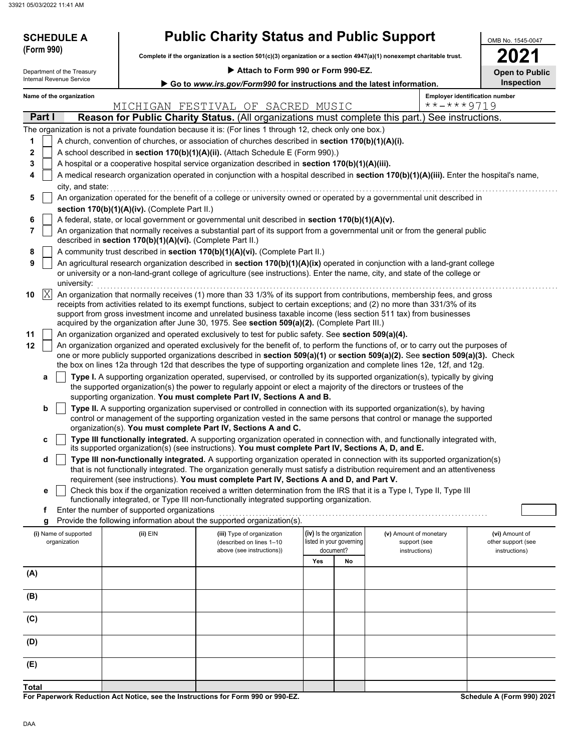**SCHEDULE A (Form 990)**

Department of the Treasury
Internal Revenue Service

# Public Charity Status and Public Support

**Complete if the organization is a section 501(c)(3) organization or a section 4947(a)(1) nonexempt charitable trust.**

▶ **Attach to Form 990 or Form 990-EZ.**

▶ **Go to** ***www.irs.gov/Form990*** **for instructions and the latest information.**

OMB No. 1545-0047

**2021**

**Open to Public Inspection**

**Name of the organization:** MICHIGAN FESTIVAL OF SACRED MUSIC

**Employer identification number:** \*\*-\*\*\*9719

## Part I — Reason for Public Charity Status. (All organizations must complete this part.) See instructions.

The organization is not a private foundation because it is: (For lines 1 through 12, check only one box.)

1. ☐ A church, convention of churches, or association of churches described in **section 170(b)(1)(A)(i).**
2. ☐ A school described in **section 170(b)(1)(A)(ii).** (Attach Schedule E (Form 990).)
3. ☐ A hospital or a cooperative hospital service organization described in **section 170(b)(1)(A)(iii).**
4. ☐ A medical research organization operated in conjunction with a hospital described in **section 170(b)(1)(A)(iii).** Enter the hospital's name, city, and state:
5. ☐ An organization operated for the benefit of a college or university owned or operated by a governmental unit described in **section 170(b)(1)(A)(iv).** (Complete Part II.)
6. ☐ A federal, state, or local government or governmental unit described in **section 170(b)(1)(A)(v).**
7. ☐ An organization that normally receives a substantial part of its support from a governmental unit or from the general public described in **section 170(b)(1)(A)(vi).** (Complete Part II.)
8. ☐ A community trust described in **section 170(b)(1)(A)(vi).** (Complete Part II.)
9. ☐ An agricultural research organization described in **section 170(b)(1)(A)(ix)** operated in conjunction with a land-grant college or university or a non-land-grant college of agriculture (see instructions). Enter the name, city, and state of the college or university:
10. ☒ An organization that normally receives (1) more than 33 1/3% of its support from contributions, membership fees, and gross receipts from activities related to its exempt functions, subject to certain exceptions; and (2) no more than 331/3% of its support from gross investment income and unrelated business taxable income (less section 511 tax) from businesses acquired by the organization after June 30, 1975. See **section 509(a)(2).** (Complete Part III.)
11. ☐ An organization organized and operated exclusively to test for public safety. See **section 509(a)(4).**
12. ☐ An organization organized and operated exclusively for the benefit of, to perform the functions of, or to carry out the purposes of one or more publicly supported organizations described in **section 509(a)(1)** or **section 509(a)(2).** See **section 509(a)(3).** Check the box on lines 12a through 12d that describes the type of supporting organization and complete lines 12e, 12f, and 12g.
   - **a** ☐ **Type I.** A supporting organization operated, supervised, or controlled by its supported organization(s), typically by giving the supported organization(s) the power to regularly appoint or elect a majority of the directors or trustees of the supporting organization. **You must complete Part IV, Sections A and B.**
   - **b** ☐ **Type II.** A supporting organization supervised or controlled in connection with its supported organization(s), by having control or management of the supporting organization vested in the same persons that control or manage the supported organization(s). **You must complete Part IV, Sections A and C.**
   - **c** ☐ **Type III functionally integrated.** A supporting organization operated in connection with, and functionally integrated with, its supported organization(s) (see instructions). **You must complete Part IV, Sections A, D, and E.**
   - **d** ☐ **Type III non-functionally integrated.** A supporting organization operated in connection with its supported organization(s) that is not functionally integrated. The organization generally must satisfy a distribution requirement and an attentiveness requirement (see instructions). **You must complete Part IV, Sections A and D, and Part V.**
   - **e** ☐ Check this box if the organization received a written determination from the IRS that it is a Type I, Type II, Type III functionally integrated, or Type III non-functionally integrated supporting organization.
   - **f** Enter the number of supported organizations
   - **g** Provide the following information about the supported organization(s).

| (i) Name of supported organization | (ii) EIN | (iii) Type of organization (described on lines 1–10 above (see instructions)) | (iv) Is the organization listed in your governing document? Yes | No | (v) Amount of monetary support (see instructions) | (vi) Amount of other support (see instructions) |
|---|---|---|---|---|---|---|
| (A) | | | | | | |
| (B) | | | | | | |
| (C) | | | | | | |
| (D) | | | | | | |
| (E) | | | | | | |
| **Total** | | | | | | |

**For Paperwork Reduction Act Notice, see the Instructions for Form 990 or 990-EZ.**

**Schedule A (Form 990) 2021**

DAA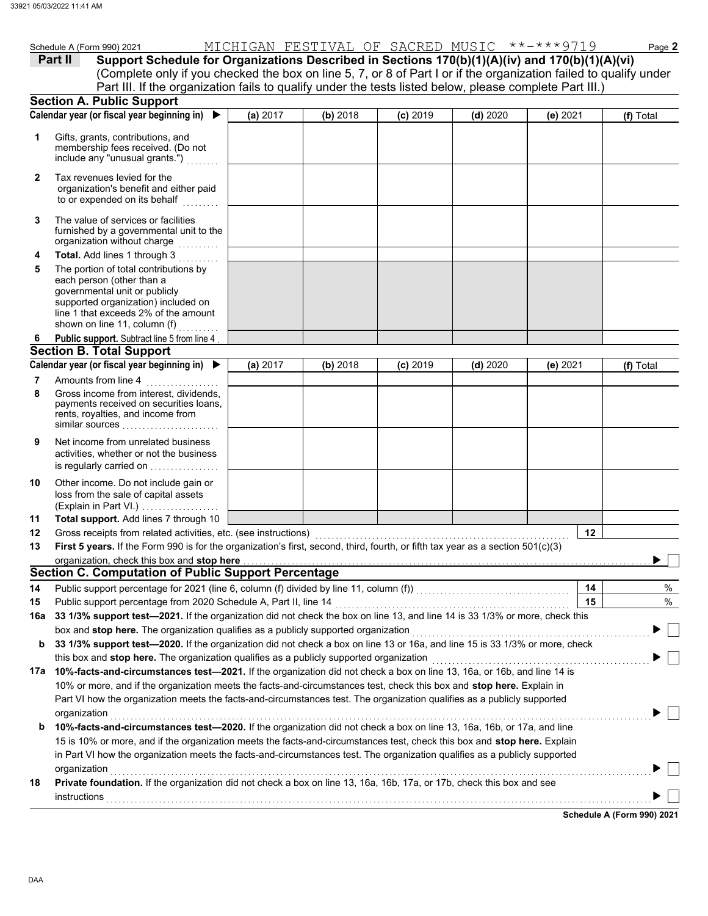Schedule A (Form 990) 2021 MICHIGAN FESTIVAL OF SACRED MUSIC **-***9719 Page **2**

**Part II** **Support Schedule for Organizations Described in Sections 170(b)(1)(A)(iv) and 170(b)(1)(A)(vi)** (Complete only if you checked the box on line 5, 7, or 8 of Part I or if the organization failed to qualify under Part III. If the organization fails to qualify under the tests listed below, please complete Part III.)

## Section A. Public Support

| Calendar year (or fiscal year beginning in) ▶ | (a) 2017 | (b) 2018 | (c) 2019 | (d) 2020 | (e) 2021 | (f) Total |
|---|---|---|---|---|---|---|
| 1 Gifts, grants, contributions, and membership fees received. (Do not include any "unusual grants.") | | | | | | |
| 2 Tax revenues levied for the organization's benefit and either paid to or expended on its behalf | | | | | | |
| 3 The value of services or facilities furnished by a governmental unit to the organization without charge | | | | | | |
| 4 **Total.** Add lines 1 through 3 | | | | | | |
| 5 The portion of total contributions by each person (other than a governmental unit or publicly supported organization) included on line 1 that exceeds 2% of the amount shown on line 11, column (f) | | | | | | |
| 6 **Public support.** Subtract line 5 from line 4 | | | | | | |

## Section B. Total Support

| Calendar year (or fiscal year beginning in) ▶ | (a) 2017 | (b) 2018 | (c) 2019 | (d) 2020 | (e) 2021 | (f) Total |
|---|---|---|---|---|---|---|
| 7 Amounts from line 4 | | | | | | |
| 8 Gross income from interest, dividends, payments received on securities loans, rents, royalties, and income from similar sources | | | | | | |
| 9 Net income from unrelated business activities, whether or not the business is regularly carried on | | | | | | |
| 10 Other income. Do not include gain or loss from the sale of capital assets (Explain in Part VI.) | | | | | | |
| 11 **Total support.** Add lines 7 through 10 | | | | | | |

12 Gross receipts from related activities, etc. (see instructions) **12**

13 **First 5 years.** If the Form 990 is for the organization's first, second, third, fourth, or fifth tax year as a section 501(c)(3) organization, check this box and **stop here** ▶ ☐

## Section C. Computation of Public Support Percentage

14 Public support percentage for 2021 (line 6, column (f) divided by line 11, column (f)) **14** %

15 Public support percentage from 2020 Schedule A, Part II, line 14 **15** %

**16a** **33 1/3% support test—2021.** If the organization did not check the box on line 13, and line 14 is 33 1/3% or more, check this box and **stop here.** The organization qualifies as a publicly supported organization ▶ ☐

**b** **33 1/3% support test—2020.** If the organization did not check a box on line 13 or 16a, and line 15 is 33 1/3% or more, check this box and **stop here.** The organization qualifies as a publicly supported organization ▶ ☐

**17a** **10%-facts-and-circumstances test—2021.** If the organization did not check a box on line 13, 16a, or 16b, and line 14 is 10% or more, and if the organization meets the facts-and-circumstances test, check this box and **stop here.** Explain in Part VI how the organization meets the facts-and-circumstances test. The organization qualifies as a publicly supported organization ▶ ☐

**b** **10%-facts-and-circumstances test—2020.** If the organization did not check a box on line 13, 16a, 16b, or 17a, and line 15 is 10% or more, and if the organization meets the facts-and-circumstances test, check this box and **stop here.** Explain in Part VI how the organization meets the facts-and-circumstances test. The organization qualifies as a publicly supported organization ▶ ☐

**18** **Private foundation.** If the organization did not check a box on line 13, 16a, 16b, 17a, or 17b, check this box and see instructions ▶ ☐

**Schedule A (Form 990) 2021**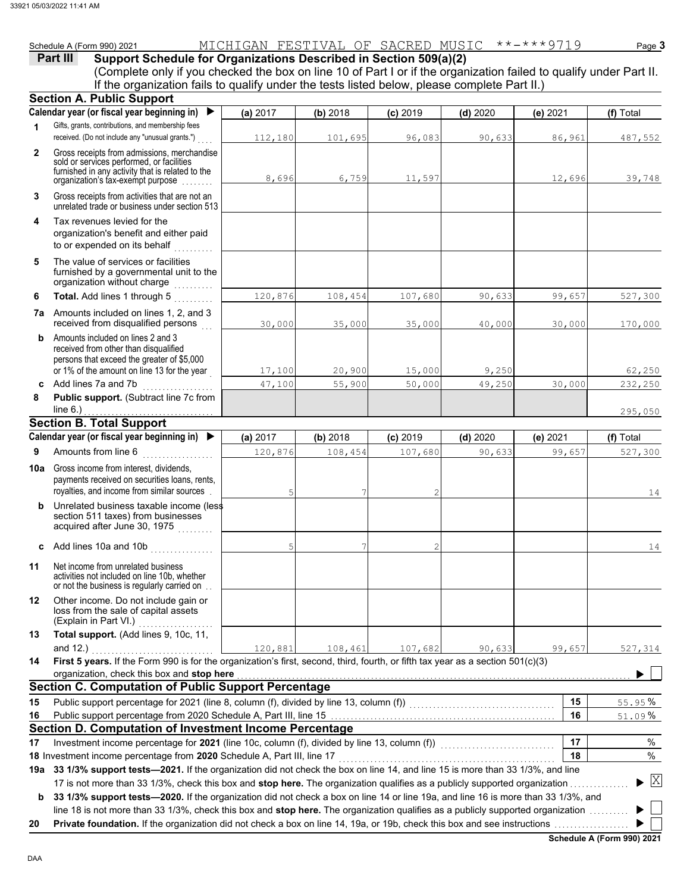Schedule A (Form 990) 2021 MICHIGAN FESTIVAL OF SACRED MUSIC **-***9719 Page 3

## Part III Support Schedule for Organizations Described in Section 509(a)(2)

(Complete only if you checked the box on line 10 of Part I or if the organization failed to qualify under Part II. If the organization fails to qualify under the tests listed below, please complete Part II.)

### Section A. Public Support

| Calendar year (or fiscal year beginning in) ▶ | (a) 2017 | (b) 2018 | (c) 2019 | (d) 2020 | (e) 2021 | (f) Total |
|---|---|---|---|---|---|---|
| 1 Gifts, grants, contributions, and membership fees received. (Do not include any "unusual grants.") | 112,180 | 101,695 | 96,083 | 90,633 | 86,961 | 487,552 |
| 2 Gross receipts from admissions, merchandise sold or services performed, or facilities furnished in any activity that is related to the organization's tax-exempt purpose | 8,696 | 6,759 | 11,597 | | 12,696 | 39,748 |
| 3 Gross receipts from activities that are not an unrelated trade or business under section 513 | | | | | | |
| 4 Tax revenues levied for the organization's benefit and either paid to or expended on its behalf | | | | | | |
| 5 The value of services or facilities furnished by a governmental unit to the organization without charge | | | | | | |
| 6 **Total.** Add lines 1 through 5 | 120,876 | 108,454 | 107,680 | 90,633 | 99,657 | 527,300 |
| 7a Amounts included on lines 1, 2, and 3 received from disqualified persons | 30,000 | 35,000 | 35,000 | 40,000 | 30,000 | 170,000 |
| b Amounts included on lines 2 and 3 received from other than disqualified persons that exceed the greater of $5,000 or 1% of the amount on line 13 for the year | 17,100 | 20,900 | 15,000 | 9,250 | | 62,250 |
| c Add lines 7a and 7b | 47,100 | 55,900 | 50,000 | 49,250 | 30,000 | 232,250 |
| 8 **Public support.** (Subtract line 7c from line 6.) | | | | | | 295,050 |

### Section B. Total Support

| Calendar year (or fiscal year beginning in) ▶ | (a) 2017 | (b) 2018 | (c) 2019 | (d) 2020 | (e) 2021 | (f) Total |
|---|---|---|---|---|---|---|
| 9 Amounts from line 6 | 120,876 | 108,454 | 107,680 | 90,633 | 99,657 | 527,300 |
| 10a Gross income from interest, dividends, payments received on securities loans, rents, royalties, and income from similar sources | 5 | 7 | 2 | | | 14 |
| b Unrelated business taxable income (less section 511 taxes) from businesses acquired after June 30, 1975 | | | | | | |
| c Add lines 10a and 10b | 5 | 7 | 2 | | | 14 |
| 11 Net income from unrelated business activities not included on line 10b, whether or not the business is regularly carried on | | | | | | |
| 12 Other income. Do not include gain or loss from the sale of capital assets (Explain in Part VI.) | | | | | | |
| 13 **Total support.** (Add lines 9, 10c, 11, and 12.) | 120,881 | 108,461 | 107,682 | 90,633 | 99,657 | 527,314 |

14 **First 5 years.** If the Form 990 is for the organization's first, second, third, fourth, or fifth tax year as a section 501(c)(3) organization, check this box and **stop here** ▶ ☐

### Section C. Computation of Public Support Percentage

| | | | |
|---|---|---|---|
| 15 | Public support percentage for 2021 (line 8, column (f), divided by line 13, column (f)) | 15 | 55.95 % |
| 16 | Public support percentage from 2020 Schedule A, Part III, line 15 | 16 | 51.09 % |

### Section D. Computation of Investment Income Percentage

| | | | |
|---|---|---|---|
| 17 | Investment income percentage for **2021** (line 10c, column (f), divided by line 13, column (f)) | 17 | % |
| 18 | Investment income percentage from **2020** Schedule A, Part III, line 17 | 18 | % |

19a **33 1/3% support tests—2021.** If the organization did not check the box on line 14, and line 15 is more than 33 1/3%, and line 17 is not more than 33 1/3%, check this box and **stop here.** The organization qualifies as a publicly supported organization ▶ ☒

b **33 1/3% support tests—2020.** If the organization did not check a box on line 14 or line 19a, and line 16 is more than 33 1/3%, and line 18 is not more than 33 1/3%, check this box and **stop here.** The organization qualifies as a publicly supported organization ▶ ☐

20 **Private foundation.** If the organization did not check a box on line 14, 19a, or 19b, check this box and see instructions ▶ ☐

**Schedule A (Form 990) 2021**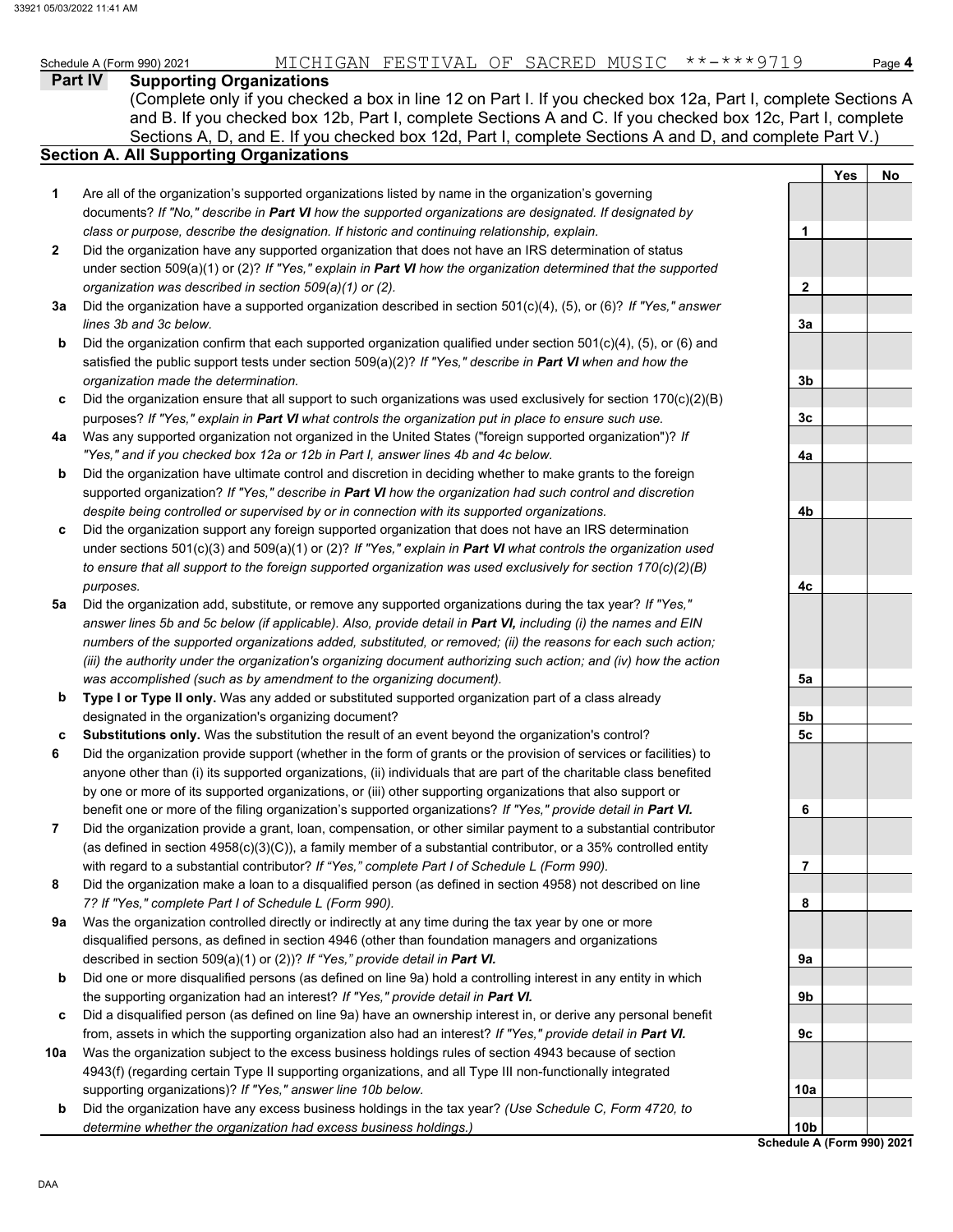Schedule A (Form 990) 2021 MICHIGAN FESTIVAL OF SACRED MUSIC **-***9719 Page **4**

**Part IV Supporting Organizations**

(Complete only if you checked a box in line 12 on Part I. If you checked box 12a, Part I, complete Sections A and B. If you checked box 12b, Part I, complete Sections A and C. If you checked box 12c, Part I, complete Sections A, D, and E. If you checked box 12d, Part I, complete Sections A and D, and complete Part V.)

**Section A. All Supporting Organizations**

| | | | Yes | No |
|---|---|---|---|---|
| **1** | Are all of the organization's supported organizations listed by name in the organization's governing documents? *If "No," describe in **Part VI** how the supported organizations are designated. If designated by class or purpose, describe the designation. If historic and continuing relationship, explain.* | **1** | | |
| **2** | Did the organization have any supported organization that does not have an IRS determination of status under section 509(a)(1) or (2)? *If "Yes," explain in **Part VI** how the organization determined that the supported organization was described in section 509(a)(1) or (2).* | **2** | | |
| **3a** | Did the organization have a supported organization described in section 501(c)(4), (5), or (6)? *If "Yes," answer lines 3b and 3c below.* | **3a** | | |
| **b** | Did the organization confirm that each supported organization qualified under section 501(c)(4), (5), or (6) and satisfied the public support tests under section 509(a)(2)? *If "Yes," describe in **Part VI** when and how the organization made the determination.* | **3b** | | |
| **c** | Did the organization ensure that all support to such organizations was used exclusively for section 170(c)(2)(B) purposes? *If "Yes," explain in **Part VI** what controls the organization put in place to ensure such use.* | **3c** | | |
| **4a** | Was any supported organization not organized in the United States ("foreign supported organization")? *If "Yes," and if you checked box 12a or 12b in Part I, answer lines 4b and 4c below.* | **4a** | | |
| **b** | Did the organization have ultimate control and discretion in deciding whether to make grants to the foreign supported organization? *If "Yes," describe in **Part VI** how the organization had such control and discretion despite being controlled or supervised by or in connection with its supported organizations.* | **4b** | | |
| **c** | Did the organization support any foreign supported organization that does not have an IRS determination under sections 501(c)(3) and 509(a)(1) or (2)? *If "Yes," explain in **Part VI** what controls the organization used to ensure that all support to the foreign supported organization was used exclusively for section 170(c)(2)(B) purposes.* | **4c** | | |
| **5a** | Did the organization add, substitute, or remove any supported organizations during the tax year? *If "Yes," answer lines 5b and 5c below (if applicable). Also, provide detail in **Part VI,** including (i) the names and EIN numbers of the supported organizations added, substituted, or removed; (ii) the reasons for each such action; (iii) the authority under the organization's organizing document authorizing such action; and (iv) how the action was accomplished (such as by amendment to the organizing document).* | **5a** | | |
| **b** | **Type I or Type II only.** Was any added or substituted supported organization part of a class already designated in the organization's organizing document? | **5b** | | |
| **c** | **Substitutions only.** Was the substitution the result of an event beyond the organization's control? | **5c** | | |
| **6** | Did the organization provide support (whether in the form of grants or the provision of services or facilities) to anyone other than (i) its supported organizations, (ii) individuals that are part of the charitable class benefited by one or more of its supported organizations, or (iii) other supporting organizations that also support or benefit one or more of the filing organization's supported organizations? *If "Yes," provide detail in **Part VI.*** | **6** | | |
| **7** | Did the organization provide a grant, loan, compensation, or other similar payment to a substantial contributor (as defined in section 4958(c)(3)(C)), a family member of a substantial contributor, or a 35% controlled entity with regard to a substantial contributor? *If "Yes," complete Part I of Schedule L (Form 990).* | **7** | | |
| **8** | Did the organization make a loan to a disqualified person (as defined in section 4958) not described on line 7? *If "Yes," complete Part I of Schedule L (Form 990).* | **8** | | |
| **9a** | Was the organization controlled directly or indirectly at any time during the tax year by one or more disqualified persons, as defined in section 4946 (other than foundation managers and organizations described in section 509(a)(1) or (2))? *If "Yes," provide detail in **Part VI.*** | **9a** | | |
| **b** | Did one or more disqualified persons (as defined on line 9a) hold a controlling interest in any entity in which the supporting organization had an interest? *If "Yes," provide detail in **Part VI.*** | **9b** | | |
| **c** | Did a disqualified person (as defined on line 9a) have an ownership interest in, or derive any personal benefit from, assets in which the supporting organization also had an interest? *If "Yes," provide detail in **Part VI.*** | **9c** | | |
| **10a** | Was the organization subject to the excess business holdings rules of section 4943 because of section 4943(f) (regarding certain Type II supporting organizations, and all Type III non-functionally integrated supporting organizations)? *If "Yes," answer line 10b below.* | **10a** | | |
| **b** | Did the organization have any excess business holdings in the tax year? *(Use Schedule C, Form 4720, to determine whether the organization had excess business holdings.)* | **10b** | | |

**Schedule A (Form 990) 2021**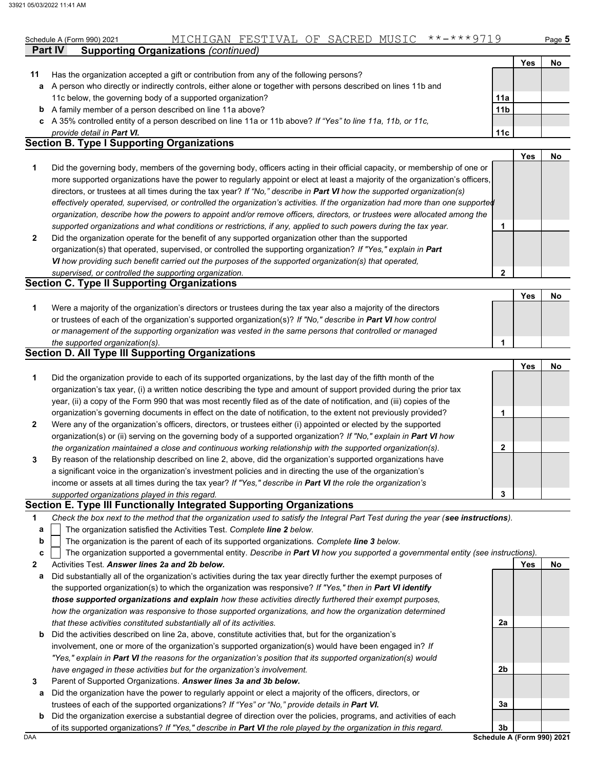Schedule A (Form 990) 2021 MICHIGAN FESTIVAL OF SACRED MUSIC **-***9719 Page **5**

**Part IV Supporting Organizations** *(continued)*

| | | | Yes | No |
|---|---|---|---|---|
| **11** | Has the organization accepted a gift or contribution from any of the following persons? | | | |
| **a** | A person who directly or indirectly controls, either alone or together with persons described on lines 11b and 11c below, the governing body of a supported organization? | **11a** | | |
| **b** | A family member of a person described on line 11a above? | **11b** | | |
| **c** | A 35% controlled entity of a person described on line 11a or 11b above? *If "Yes" to line 11a, 11b, or 11c, provide detail in* ***Part VI.*** | **11c** | | |

## Section B. Type I Supporting Organizations

| | | | Yes | No |
|---|---|---|---|---|
| **1** | Did the governing body, members of the governing body, officers acting in their official capacity, or membership of one or more supported organizations have the power to regularly appoint or elect at least a majority of the organization's officers, directors, or trustees at all times during the tax year? *If "No," describe in* ***Part VI*** *how the supported organization(s) effectively operated, supervised, or controlled the organization's activities. If the organization had more than one supported organization, describe how the powers to appoint and/or remove officers, directors, or trustees were allocated among the supported organizations and what conditions or restrictions, if any, applied to such powers during the tax year.* | **1** | | |
| **2** | Did the organization operate for the benefit of any supported organization other than the supported organization(s) that operated, supervised, or controlled the supporting organization? *If "Yes," explain in* ***Part VI*** *how providing such benefit carried out the purposes of the supported organization(s) that operated, supervised, or controlled the supporting organization.* | **2** | | |

## Section C. Type II Supporting Organizations

| | | | Yes | No |
|---|---|---|---|---|
| **1** | Were a majority of the organization's directors or trustees during the tax year also a majority of the directors or trustees of each of the organization's supported organization(s)? *If "No," describe in* ***Part VI*** *how control or management of the supporting organization was vested in the same persons that controlled or managed the supported organization(s).* | **1** | | |

## Section D. All Type III Supporting Organizations

| | | | Yes | No |
|---|---|---|---|---|
| **1** | Did the organization provide to each of its supported organizations, by the last day of the fifth month of the organization's tax year, (i) a written notice describing the type and amount of support provided during the prior tax year, (ii) a copy of the Form 990 that was most recently filed as of the date of notification, and (iii) copies of the organization's governing documents in effect on the date of notification, to the extent not previously provided? | **1** | | |
| **2** | Were any of the organization's officers, directors, or trustees either (i) appointed or elected by the supported organization(s) or (ii) serving on the governing body of a supported organization? *If "No," explain in* ***Part VI*** *how the organization maintained a close and continuous working relationship with the supported organization(s).* | **2** | | |
| **3** | By reason of the relationship described on line 2, above, did the organization's supported organizations have a significant voice in the organization's investment policies and in directing the use of the organization's income or assets at all times during the tax year? *If "Yes," describe in* ***Part VI*** *the role the organization's supported organizations played in this regard.* | **3** | | |

## Section E. Type III Functionally Integrated Supporting Organizations

**1** *Check the box next to the method that the organization used to satisfy the Integral Part Test during the year (****see instructions****).*

- **a** ☐ The organization satisfied the Activities Test. *Complete* ***line 2*** *below.*
- **b** ☐ The organization is the parent of each of its supported organizations. *Complete* ***line 3*** *below.*
- **c** ☐ The organization supported a governmental entity. *Describe in* ***Part VI*** *how you supported a governmental entity (see instructions).*

| | | | Yes | No |
|---|---|---|---|---|
| **2** | Activities Test. ***Answer lines 2a and 2b below.*** | | | |
| **a** | Did substantially all of the organization's activities during the tax year directly further the exempt purposes of the supported organization(s) to which the organization was responsive? *If "Yes," then in* ***Part VI identify those supported organizations and explain*** *how these activities directly furthered their exempt purposes, how the organization was responsive to those supported organizations, and how the organization determined that these activities constituted substantially all of its activities.* | **2a** | | |
| **b** | Did the activities described on line 2a, above, constitute activities that, but for the organization's involvement, one or more of the organization's supported organization(s) would have been engaged in? *If "Yes," explain in* ***Part VI*** *the reasons for the organization's position that its supported organization(s) would have engaged in these activities but for the organization's involvement.* | **2b** | | |
| **3** | Parent of Supported Organizations. ***Answer lines 3a and 3b below.*** | | | |
| **a** | Did the organization have the power to regularly appoint or elect a majority of the officers, directors, or trustees of each of the supported organizations? *If "Yes" or "No," provide details in* ***Part VI.*** | **3a** | | |
| **b** | Did the organization exercise a substantial degree of direction over the policies, programs, and activities of each of its supported organizations? *If "Yes," describe in* ***Part VI*** *the role played by the organization in this regard.* | **3b** | | |

DAA **Schedule A (Form 990) 2021**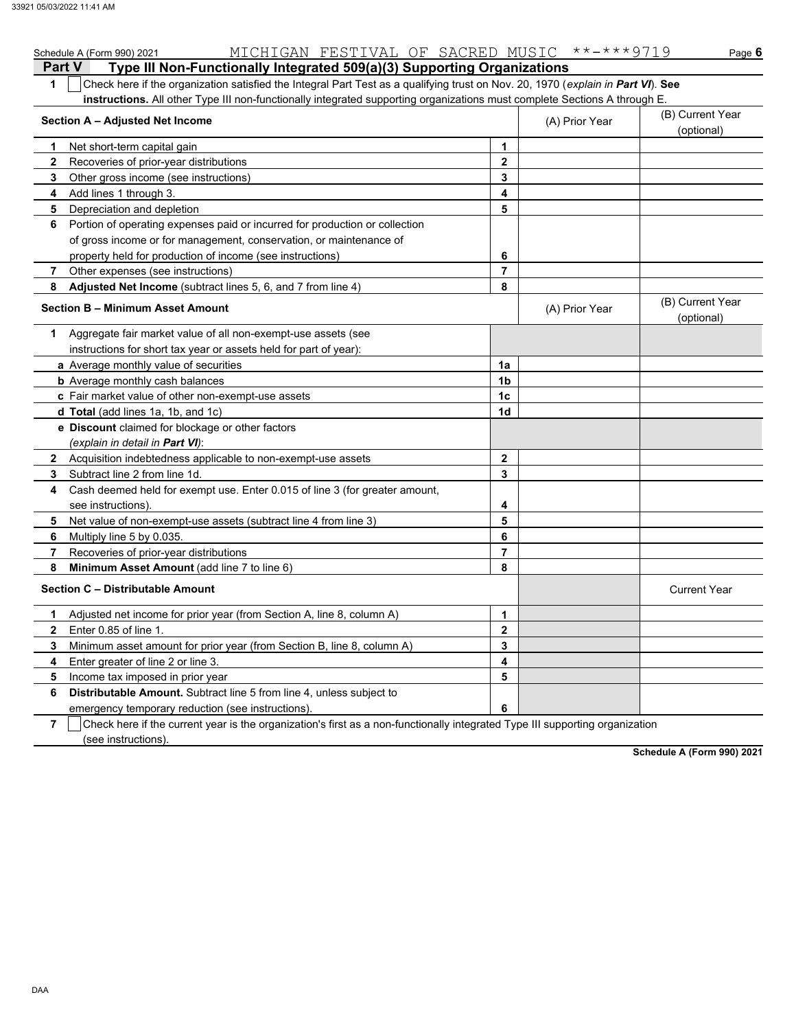Schedule A (Form 990) 2021 MICHIGAN FESTIVAL OF SACRED MUSIC **-***9719 Page 6

## Part V Type III Non-Functionally Integrated 509(a)(3) Supporting Organizations

**1** ☐ Check here if the organization satisfied the Integral Part Test as a qualifying trust on Nov. 20, 1970 (*explain in **Part VI***). **See instructions.** All other Type III non-functionally integrated supporting organizations must complete Sections A through E.

| Section A – Adjusted Net Income | | (A) Prior Year | (B) Current Year (optional) |
|---|---|---|---|
| **1** Net short-term capital gain | **1** | | |
| **2** Recoveries of prior-year distributions | **2** | | |
| **3** Other gross income (see instructions) | **3** | | |
| **4** Add lines 1 through 3. | **4** | | |
| **5** Depreciation and depletion | **5** | | |
| **6** Portion of operating expenses paid or incurred for production or collection of gross income or for management, conservation, or maintenance of property held for production of income (see instructions) | **6** | | |
| **7** Other expenses (see instructions) | **7** | | |
| **8** **Adjusted Net Income** (subtract lines 5, 6, and 7 from line 4) | **8** | | |

| Section B – Minimum Asset Amount | | (A) Prior Year | (B) Current Year (optional) |
|---|---|---|---|
| **1** Aggregate fair market value of all non-exempt-use assets (see instructions for short tax year or assets held for part of year): | | | |
| **a** Average monthly value of securities | **1a** | | |
| **b** Average monthly cash balances | **1b** | | |
| **c** Fair market value of other non-exempt-use assets | **1c** | | |
| **d** **Total** (add lines 1a, 1b, and 1c) | **1d** | | |
| **e** **Discount** claimed for blockage or other factors (*explain in detail in **Part VI***): | | | |
| **2** Acquisition indebtedness applicable to non-exempt-use assets | **2** | | |
| **3** Subtract line 2 from line 1d. | **3** | | |
| **4** Cash deemed held for exempt use. Enter 0.015 of line 3 (for greater amount, see instructions). | **4** | | |
| **5** Net value of non-exempt-use assets (subtract line 4 from line 3) | **5** | | |
| **6** Multiply line 5 by 0.035. | **6** | | |
| **7** Recoveries of prior-year distributions | **7** | | |
| **8** **Minimum Asset Amount** (add line 7 to line 6) | **8** | | |

| Section C – Distributable Amount | | | Current Year |
|---|---|---|---|
| **1** Adjusted net income for prior year (from Section A, line 8, column A) | **1** | | |
| **2** Enter 0.85 of line 1. | **2** | | |
| **3** Minimum asset amount for prior year (from Section B, line 8, column A) | **3** | | |
| **4** Enter greater of line 2 or line 3. | **4** | | |
| **5** Income tax imposed in prior year | **5** | | |
| **6** **Distributable Amount.** Subtract line 5 from line 4, unless subject to emergency temporary reduction (see instructions). | **6** | | |

**7** ☐ Check here if the current year is the organization's first as a non-functionally integrated Type III supporting organization (see instructions).

**Schedule A (Form 990) 2021**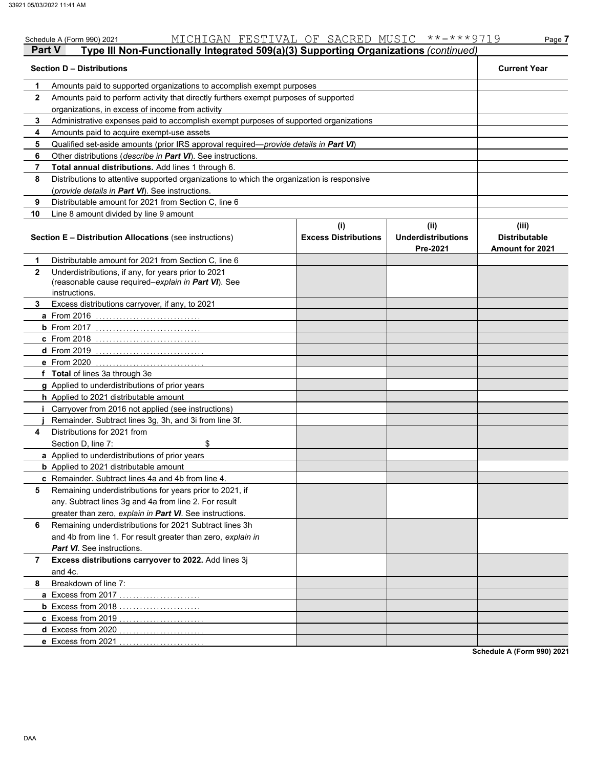Schedule A (Form 990) 2021 MICHIGAN FESTIVAL OF SACRED MUSIC **-***9719 Page **7**

## Part V Type III Non-Functionally Integrated 509(a)(3) Supporting Organizations *(continued)*

| | **Section D – Distributions** | **Current Year** |
|---|---|---|
| **1** | Amounts paid to supported organizations to accomplish exempt purposes | |
| **2** | Amounts paid to perform activity that directly furthers exempt purposes of supported organizations, in excess of income from activity | |
| **3** | Administrative expenses paid to accomplish exempt purposes of supported organizations | |
| **4** | Amounts paid to acquire exempt-use assets | |
| **5** | Qualified set-aside amounts (prior IRS approval required—*provide details in* ***Part VI***) | |
| **6** | Other distributions (*describe in* ***Part VI***). See instructions. | |
| **7** | **Total annual distributions.** Add lines 1 through 6. | |
| **8** | Distributions to attentive supported organizations to which the organization is responsive (*provide details in* ***Part VI***). See instructions. | |
| **9** | Distributable amount for 2021 from Section C, line 6 | |
| **10** | Line 8 amount divided by line 9 amount | |

| | **Section E – Distribution Allocations** (see instructions) | **(i)** **Excess Distributions** | **(ii)** **Underdistributions Pre-2021** | **(iii)** **Distributable Amount for 2021** |
|---|---|---|---|---|
| **1** | Distributable amount for 2021 from Section C, line 6 | | | |
| **2** | Underdistributions, if any, for years prior to 2021 (reasonable cause required–*explain in* ***Part VI***). See instructions. | | | |
| **3** | Excess distributions carryover, if any, to 2021 | | | |
| **a** | From 2016 | | | |
| **b** | From 2017 | | | |
| **c** | From 2018 | | | |
| **d** | From 2019 | | | |
| **e** | From 2020 | | | |
| **f** | **Total** of lines 3a through 3e | | | |
| **g** | Applied to underdistributions of prior years | | | |
| **h** | Applied to 2021 distributable amount | | | |
| **i** | Carryover from 2016 not applied (see instructions) | | | |
| **j** | Remainder. Subtract lines 3g, 3h, and 3i from line 3f. | | | |
| **4** | Distributions for 2021 from Section D, line 7: $ | | | |
| **a** | Applied to underdistributions of prior years | | | |
| **b** | Applied to 2021 distributable amount | | | |
| **c** | Remainder. Subtract lines 4a and 4b from line 4. | | | |
| **5** | Remaining underdistributions for years prior to 2021, if any. Subtract lines 3g and 4a from line 2. For result greater than zero, *explain in* ***Part VI***. See instructions. | | | |
| **6** | Remaining underdistributions for 2021 Subtract lines 3h and 4b from line 1. For result greater than zero, *explain in* ***Part VI***. See instructions. | | | |
| **7** | **Excess distributions carryover to 2022.** Add lines 3j and 4c. | | | |
| **8** | Breakdown of line 7: | | | |
| **a** | Excess from 2017 | | | |
| **b** | Excess from 2018 | | | |
| **c** | Excess from 2019 | | | |
| **d** | Excess from 2020 | | | |
| **e** | Excess from 2021 | | | |

**Schedule A (Form 990) 2021**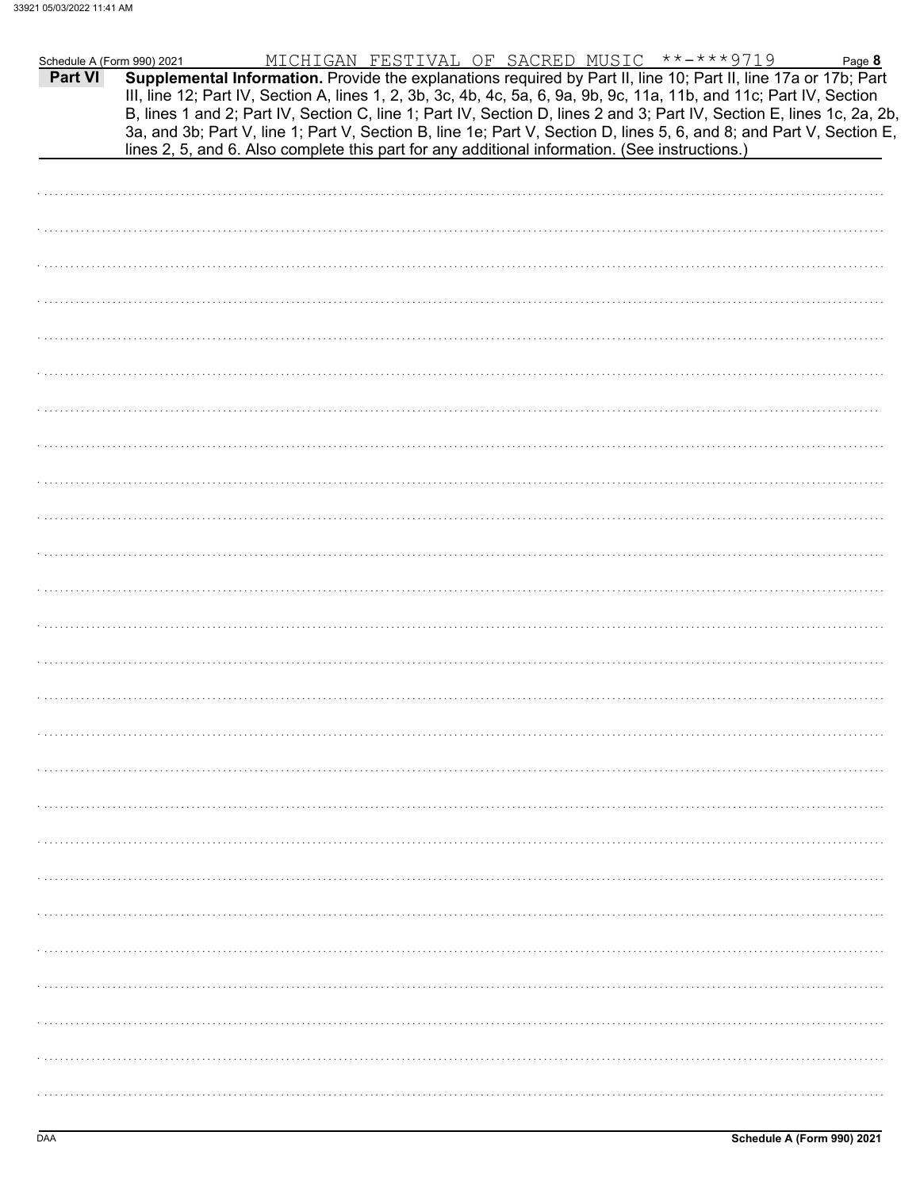Schedule A (Form 990) 2021 MICHIGAN FESTIVAL OF SACRED MUSIC **-***9719 Page **8**

**Part VI** **Supplemental Information.** Provide the explanations required by Part II, line 10; Part II, line 17a or 17b; Part III, line 12; Part IV, Section A, lines 1, 2, 3b, 3c, 4b, 4c, 5a, 6, 9a, 9b, 9c, 11a, 11b, and 11c; Part IV, Section B, lines 1 and 2; Part IV, Section C, line 1; Part IV, Section D, lines 2 and 3; Part IV, Section E, lines 1c, 2a, 2b, 3a, and 3b; Part V, line 1; Part V, Section B, line 1e; Part V, Section D, lines 5, 6, and 8; and Part V, Section E, lines 2, 5, and 6. Also complete this part for any additional information. (See instructions.)

DAA **Schedule A (Form 990) 2021**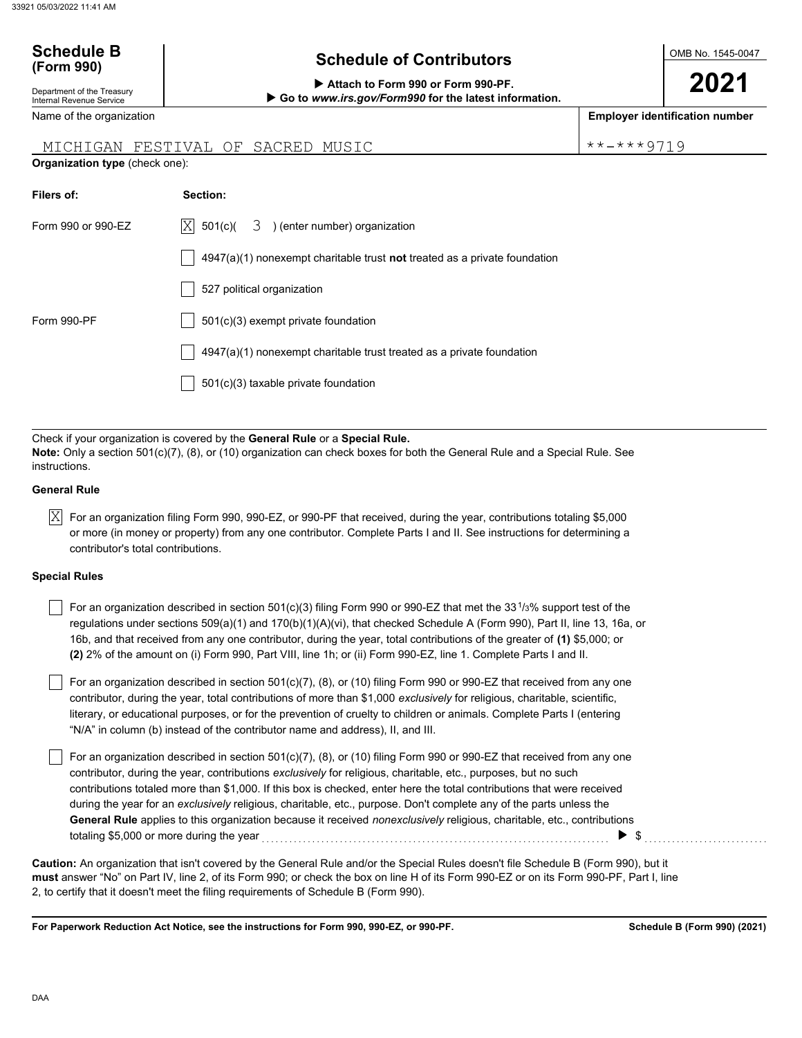**Schedule B**
**(Form 990)**

Department of the Treasury
Internal Revenue Service

# Schedule of Contributors

▶ **Attach to Form 990 or Form 990-PF.**
▶ **Go to *www.irs.gov/Form990* for the latest information.**

OMB No. 1545-0047

**2021**

| Name of the organization | Employer identification number |
| --- | --- |
| MICHIGAN FESTIVAL OF SACRED MUSIC | **-***9719 |

**Organization type** (check one):

| Filers of: | Section: |
| --- | --- |
| Form 990 or 990-EZ | [X] 501(c)( 3 ) (enter number) organization |
| | [ ] 4947(a)(1) nonexempt charitable trust **not** treated as a private foundation |
| | [ ] 527 political organization |
| Form 990-PF | [ ] 501(c)(3) exempt private foundation |
| | [ ] 4947(a)(1) nonexempt charitable trust treated as a private foundation |
| | [ ] 501(c)(3) taxable private foundation |

Check if your organization is covered by the **General Rule** or a **Special Rule.**
**Note:** Only a section 501(c)(7), (8), or (10) organization can check boxes for both the General Rule and a Special Rule. See instructions.

**General Rule**

[X] For an organization filing Form 990, 990-EZ, or 990-PF that received, during the year, contributions totaling $5,000 or more (in money or property) from any one contributor. Complete Parts I and II. See instructions for determining a contributor's total contributions.

**Special Rules**

[ ] For an organization described in section 501(c)(3) filing Form 990 or 990-EZ that met the 33 1/3% support test of the regulations under sections 509(a)(1) and 170(b)(1)(A)(vi), that checked Schedule A (Form 990), Part II, line 13, 16a, or 16b, and that received from any one contributor, during the year, total contributions of the greater of **(1)** $5,000; or **(2)** 2% of the amount on (i) Form 990, Part VIII, line 1h; or (ii) Form 990-EZ, line 1. Complete Parts I and II.

[ ] For an organization described in section 501(c)(7), (8), or (10) filing Form 990 or 990-EZ that received from any one contributor, during the year, total contributions of more than $1,000 *exclusively* for religious, charitable, scientific, literary, or educational purposes, or for the prevention of cruelty to children or animals. Complete Parts I (entering "N/A" in column (b) instead of the contributor name and address), II, and III.

[ ] For an organization described in section 501(c)(7), (8), or (10) filing Form 990 or 990-EZ that received from any one contributor, during the year, contributions *exclusively* for religious, charitable, etc., purposes, but no such contributions totaled more than $1,000. If this box is checked, enter here the total contributions that were received during the year for an *exclusively* religious, charitable, etc., purpose. Don't complete any of the parts unless the **General Rule** applies to this organization because it received *nonexclusively* religious, charitable, etc., contributions totaling $5,000 or more during the year ▶ $ ..........

**Caution:** An organization that isn't covered by the General Rule and/or the Special Rules doesn't file Schedule B (Form 990), but it **must** answer "No" on Part IV, line 2, of its Form 990; or check the box on line H of its Form 990-EZ or on its Form 990-PF, Part I, line 2, to certify that it doesn't meet the filing requirements of Schedule B (Form 990).

**For Paperwork Reduction Act Notice, see the instructions for Form 990, 990-EZ, or 990-PF.** **Schedule B (Form 990) (2021)**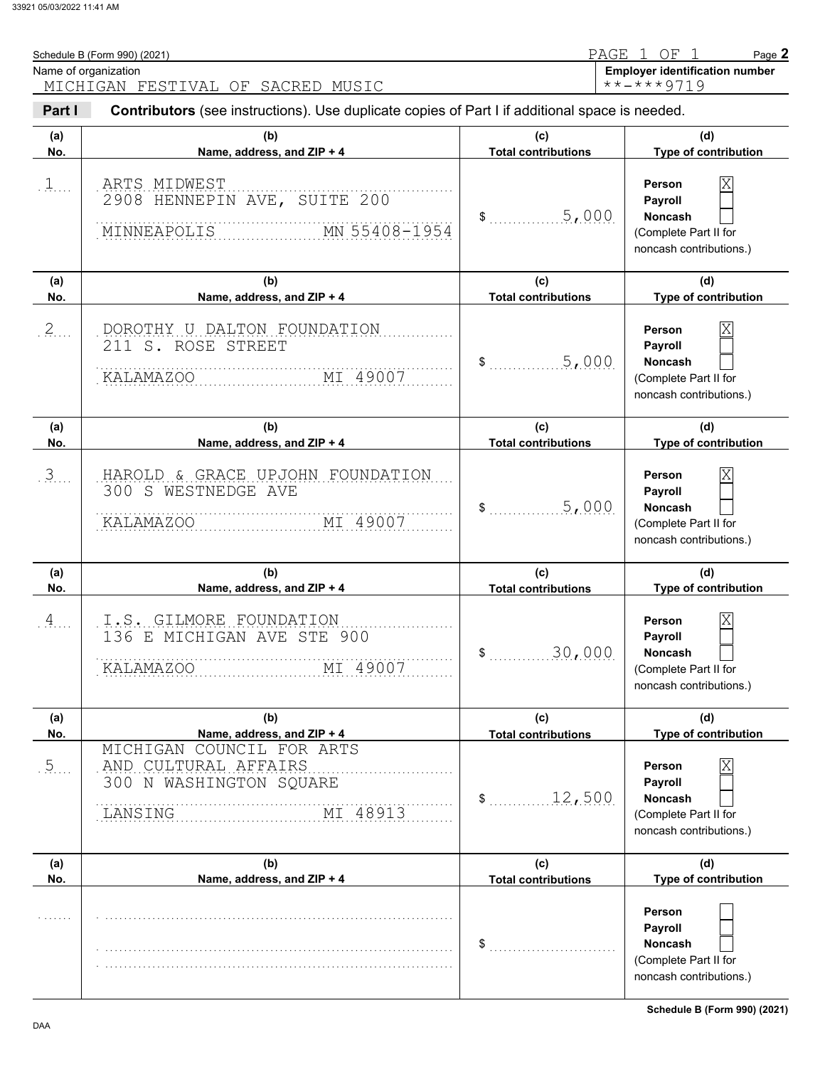Schedule B (Form 990) (2021) PAGE 1 OF 1 Page **2**

Name of organization: MICHIGAN FESTIVAL OF SACRED MUSIC

**Employer identification number:** \*\*-\*\*\*9719

**Part I** **Contributors** (see instructions). Use duplicate copies of Part I if additional space is needed.

| (a) No. | (b) Name, address, and ZIP + 4 | (c) Total contributions | (d) Type of contribution |
|---|---|---|---|
| 1 | ARTS MIDWEST<br>2908 HENNEPIN AVE, SUITE 200<br>MINNEAPOLIS MN 55408-1954 | $ 5,000 | Person [X]<br>Payroll [ ]<br>Noncash [ ]<br>(Complete Part II for noncash contributions.) |
| 2 | DOROTHY U DALTON FOUNDATION<br>211 S. ROSE STREET<br>KALAMAZOO MI 49007 | $ 5,000 | Person [X]<br>Payroll [ ]<br>Noncash [ ]<br>(Complete Part II for noncash contributions.) |
| 3 | HAROLD & GRACE UPJOHN FOUNDATION<br>300 S WESTNEDGE AVE<br>KALAMAZOO MI 49007 | $ 5,000 | Person [X]<br>Payroll [ ]<br>Noncash [ ]<br>(Complete Part II for noncash contributions.) |
| 4 | I.S. GILMORE FOUNDATION<br>136 E MICHIGAN AVE STE 900<br>KALAMAZOO MI 49007 | $ 30,000 | Person [X]<br>Payroll [ ]<br>Noncash [ ]<br>(Complete Part II for noncash contributions.) |
| 5 | MICHIGAN COUNCIL FOR ARTS AND CULTURAL AFFAIRS<br>300 N WASHINGTON SQUARE<br>LANSING MI 48913 | $ 12,500 | Person [X]<br>Payroll [ ]<br>Noncash [ ]<br>(Complete Part II for noncash contributions.) |
| | | $ | Person [ ]<br>Payroll [ ]<br>Noncash [ ]<br>(Complete Part II for noncash contributions.) |

Schedule B (Form 990) (2021)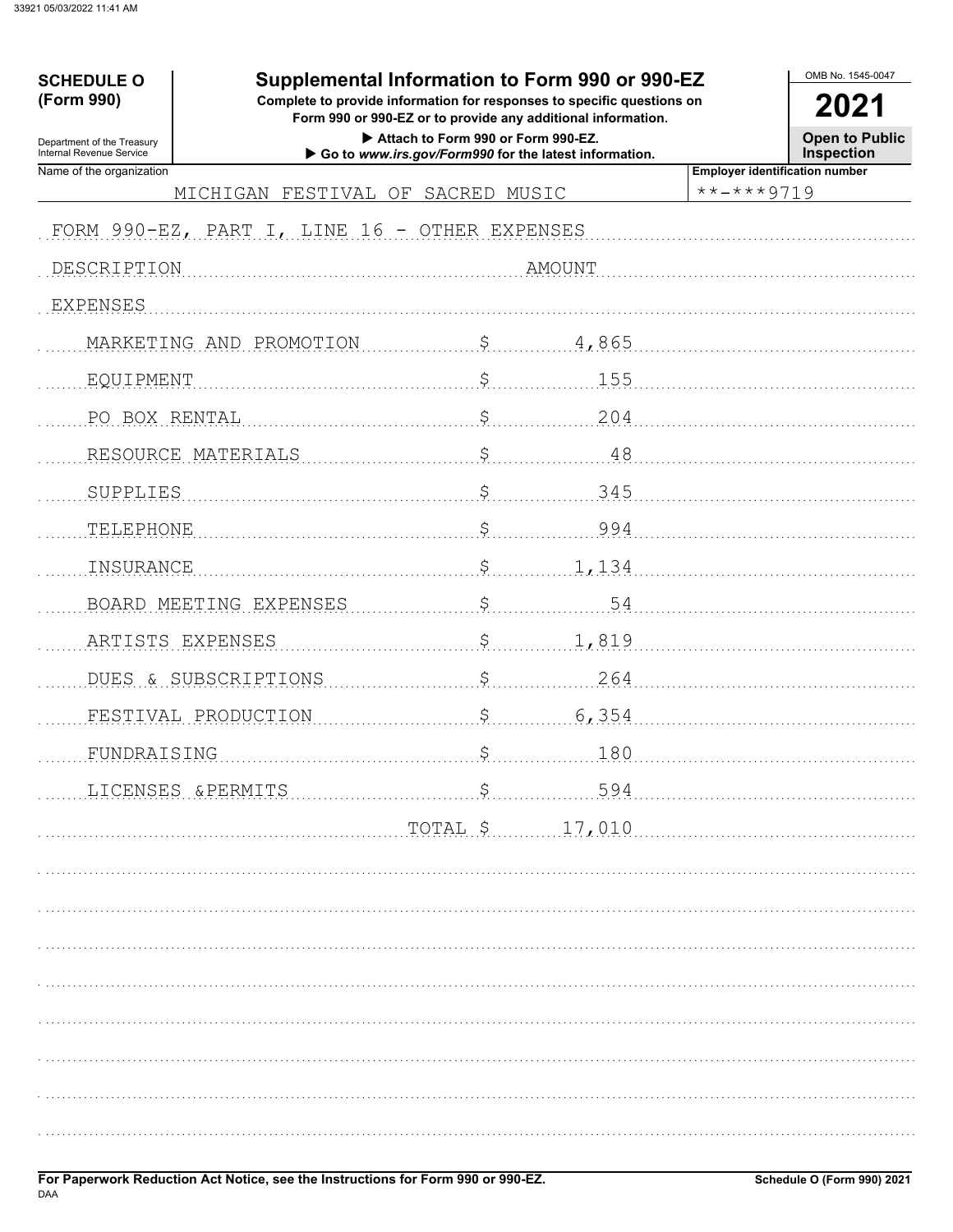**SCHEDULE O (Form 990)**

Department of the Treasury
Internal Revenue Service

# Supplemental Information to Form 990 or 990-EZ

**Complete to provide information for responses to specific questions on Form 990 or 990-EZ or to provide any additional information.**

▶ Attach to Form 990 or Form 990-EZ.
▶ Go to *www.irs.gov/Form990* for the latest information.

OMB No. 1545-0047

**2021**

**Open to Public Inspection**

Name of the organization: MICHIGAN FESTIVAL OF SACRED MUSIC

Employer identification number: **-***9719

FORM 990-EZ, PART I, LINE 16 - OTHER EXPENSES

| DESCRIPTION | AMOUNT |
|---|---|
| EXPENSES | |
| MARKETING AND PROMOTION | $ 4,865 |
| EQUIPMENT | $ 155 |
| PO BOX RENTAL | $ 204 |
| RESOURCE MATERIALS | $ 48 |
| SUPPLIES | $ 345 |
| TELEPHONE | $ 994 |
| INSURANCE | $ 1,134 |
| BOARD MEETING EXPENSES | $ 54 |
| ARTISTS EXPENSES | $ 1,819 |
| DUES & SUBSCRIPTIONS | $ 264 |
| FESTIVAL PRODUCTION | $ 6,354 |
| FUNDRAISING | $ 180 |
| LICENSES &PERMITS | $ 594 |
| TOTAL | $ 17,010 |

For Paperwork Reduction Act Notice, see the Instructions for Form 990 or 990-EZ.

Schedule O (Form 990) 2021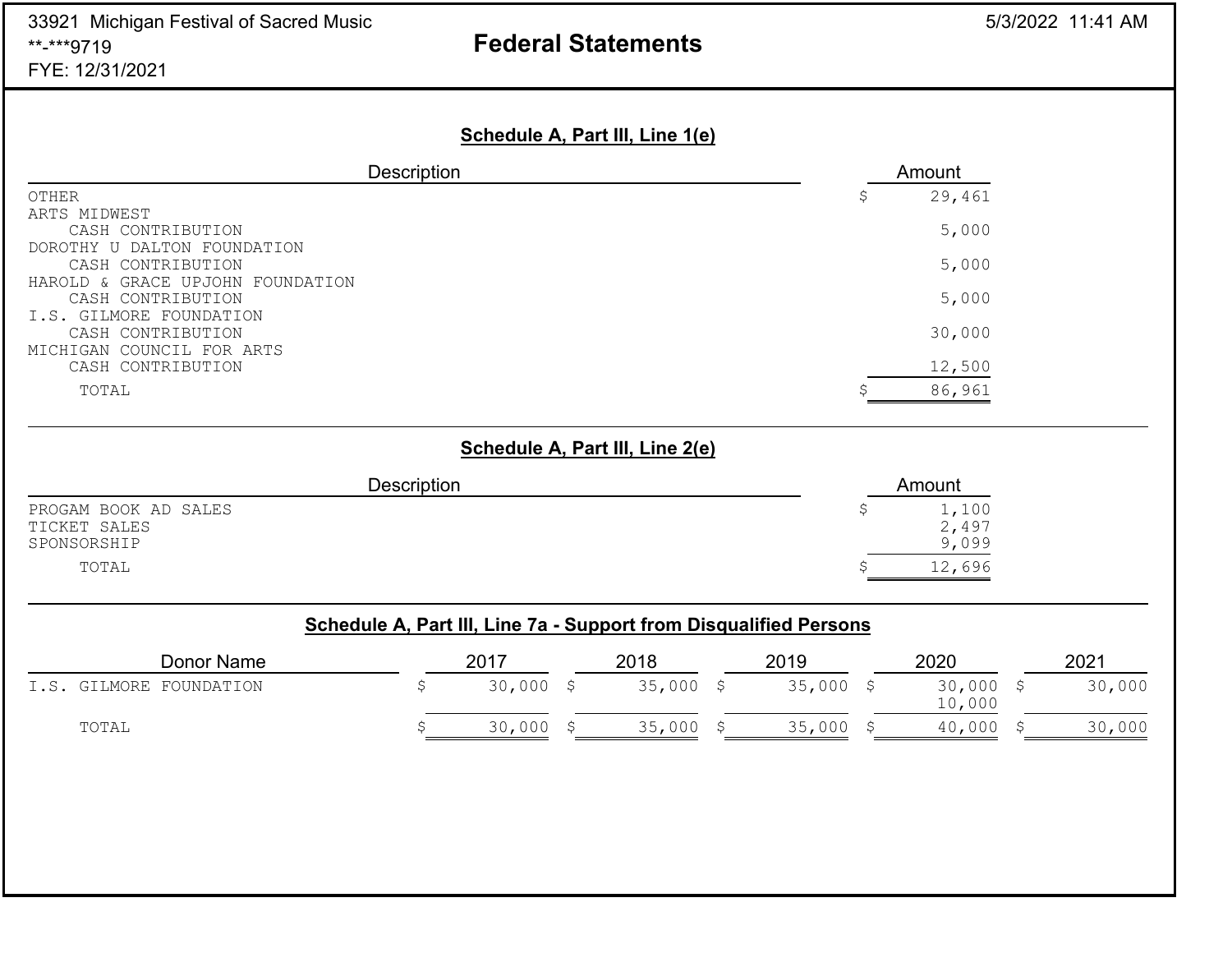33921 Michigan Festival of Sacred Music
**-***9719
FYE: 12/31/2021

# Federal Statements

## Schedule A, Part III, Line 1(e)

| Description | Amount |
|---|---|
| OTHER | $ 29,461 |
| ARTS MIDWEST<br>CASH CONTRIBUTION | 5,000 |
| DOROTHY U DALTON FOUNDATION<br>CASH CONTRIBUTION | 5,000 |
| HAROLD & GRACE UPJOHN FOUNDATION<br>CASH CONTRIBUTION | 5,000 |
| I.S. GILMORE FOUNDATION<br>CASH CONTRIBUTION | 30,000 |
| MICHIGAN COUNCIL FOR ARTS<br>CASH CONTRIBUTION | 12,500 |
| TOTAL | $ 86,961 |

## Schedule A, Part III, Line 2(e)

| Description | Amount |
|---|---|
| PROGAM BOOK AD SALES | $ 1,100 |
| TICKET SALES | 2,497 |
| SPONSORSHIP | 9,099 |
| TOTAL | $ 12,696 |

## Schedule A, Part III, Line 7a - Support from Disqualified Persons

| Donor Name | 2017 | 2018 | 2019 | 2020 | 2021 |
|---|---|---|---|---|---|
| I.S. GILMORE FOUNDATION | $ 30,000 | $ 35,000 | $ 35,000 | $ 30,000<br>10,000 | $ 30,000 |
| TOTAL | $ 30,000 | $ 35,000 | $ 35,000 | $ 40,000 | $ 30,000 |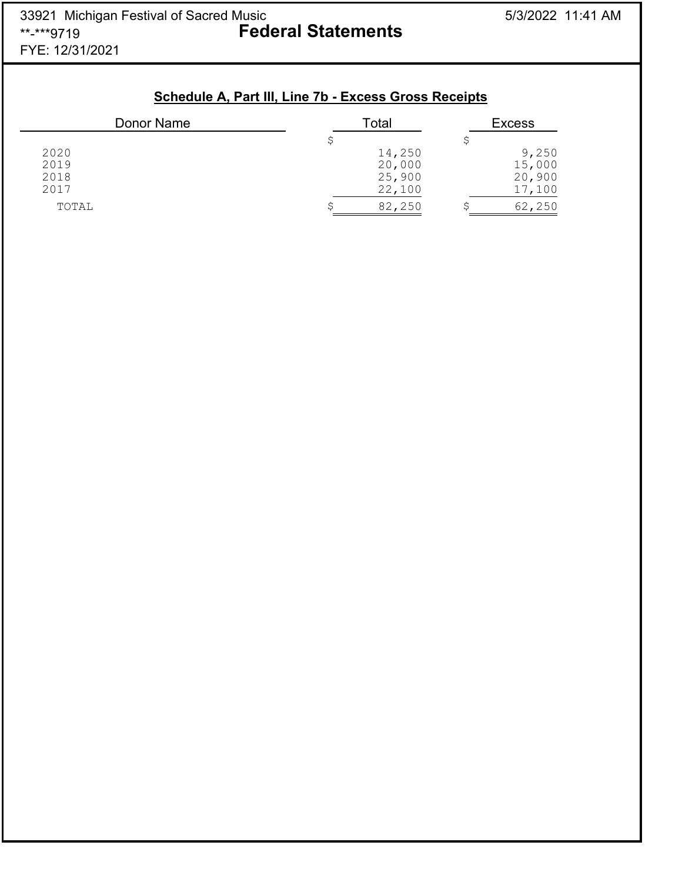33921 Michigan Festival of Sacred Music
**-***9719
FYE: 12/31/2021

# Federal Statements

5/3/2022 11:41 AM

## Schedule A, Part III, Line 7b - Excess Gross Receipts

| Donor Name | Total | Excess |
|---|---|---|
| | $ | $ |
| 2020 | 14,250 | 9,250 |
| 2019 | 20,000 | 15,000 |
| 2018 | 25,900 | 20,900 |
| 2017 | 22,100 | 17,100 |
| TOTAL | $ 82,250 | $ 62,250 |